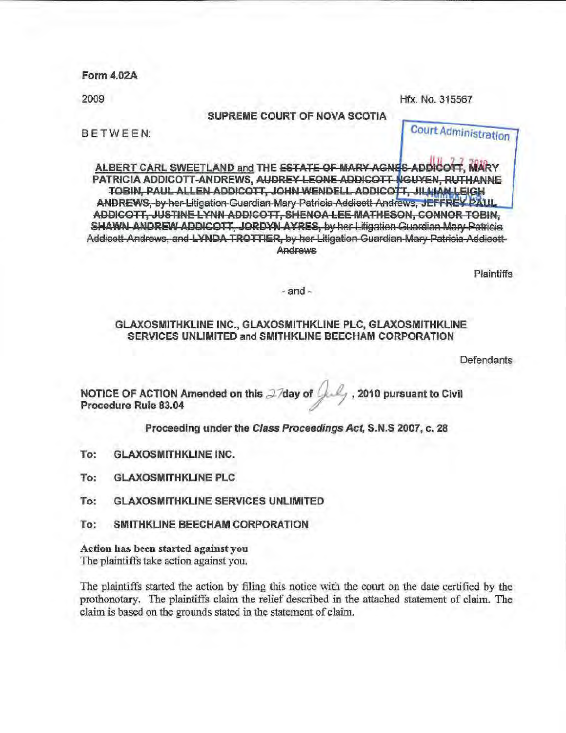Form 4.02A

2009

Hfx. No. 315567

SUPREME COURT OF NOVA SCOTIA

Court Administration

JUL 27 2010

BETWEEN:

**ALBERT CARL SWEETLAND and THE ~~ESTATE OF MARY AGNES ADDICOTT~~, MARY PATRICIA ADDICOTT-ANDREWS, ~~AUDREY LEONE ADDICOTT-NGUYEN, RUTHANNE TOBIN, PAUL ALLEN ADDICOTT, JOHN WENDELL ADDICOTT, JILLIAN LEIGH ANDREWS, by her Litigation Guardian Mary Patricia Addicott-Andrews, JEFFREY PAUL ADDICOTT, JUSTINE LYNN ADDICOTT, SHENOA LEE MATHESON, CONNOR TOBIN, SHAWN ANDREW ADDICOTT, JORDYN AYRES, by her Litigation Guardian Mary Patricia Addicott-Andrews, and LYNDA TROTTIER, by her Litigation Guardian Mary Patricia Addicott-Andrews~~**

Plaintiffs

\- and -

**GLAXOSMITHKLINE INC., GLAXOSMITHKLINE PLC, GLAXOSMITHKLINE SERVICES UNLIMITED and SMITHKLINE BEECHAM CORPORATION**

Defendants

**NOTICE OF ACTION Amended on this 27 day of July, 2010 pursuant to Civil Procedure Rule 83.04**

**Proceeding under the *Class Proceedings Act*, S.N.S 2007, c. 28**

**To: GLAXOSMITHKLINE INC.**

**To: GLAXOSMITHKLINE PLC**

**To: GLAXOSMITHKLINE SERVICES UNLIMITED**

**To: SMITHKLINE BEECHAM CORPORATION**

**Action has been started against you**

The plaintiffs take action against you.

The plaintiffs started the action by filing this notice with the court on the date certified by the prothonotary. The plaintiffs claim the relief described in the attached statement of claim. The claim is based on the grounds stated in the statement of claim.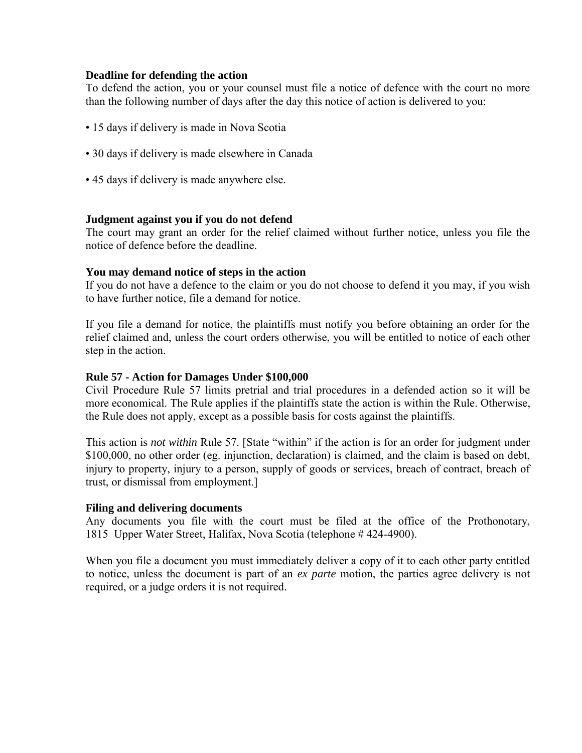**Deadline for defending the action**

To defend the action, you or your counsel must file a notice of defence with the court no more than the following number of days after the day this notice of action is delivered to you:

- 15 days if delivery is made in Nova Scotia
- 30 days if delivery is made elsewhere in Canada
- 45 days if delivery is made anywhere else.

**Judgment against you if you do not defend**

The court may grant an order for the relief claimed without further notice, unless you file the notice of defence before the deadline.

**You may demand notice of steps in the action**

If you do not have a defence to the claim or you do not choose to defend it you may, if you wish to have further notice, file a demand for notice.

If you file a demand for notice, the plaintiffs must notify you before obtaining an order for the relief claimed and, unless the court orders otherwise, you will be entitled to notice of each other step in the action.

**Rule 57 - Action for Damages Under $100,000**

Civil Procedure Rule 57 limits pretrial and trial procedures in a defended action so it will be more economical. The Rule applies if the plaintiffs state the action is within the Rule. Otherwise, the Rule does not apply, except as a possible basis for costs against the plaintiffs.

This action is *not within* Rule 57. [State "within" if the action is for an order for judgment under $100,000, no other order (eg. injunction, declaration) is claimed, and the claim is based on debt, injury to property, injury to a person, supply of goods or services, breach of contract, breach of trust, or dismissal from employment.]

**Filing and delivering documents**

Any documents you file with the court must be filed at the office of the Prothonotary, 1815 Upper Water Street, Halifax, Nova Scotia (telephone # 424-4900).

When you file a document you must immediately deliver a copy of it to each other party entitled to notice, unless the document is part of an *ex parte* motion, the parties agree delivery is not required, or a judge orders it is not required.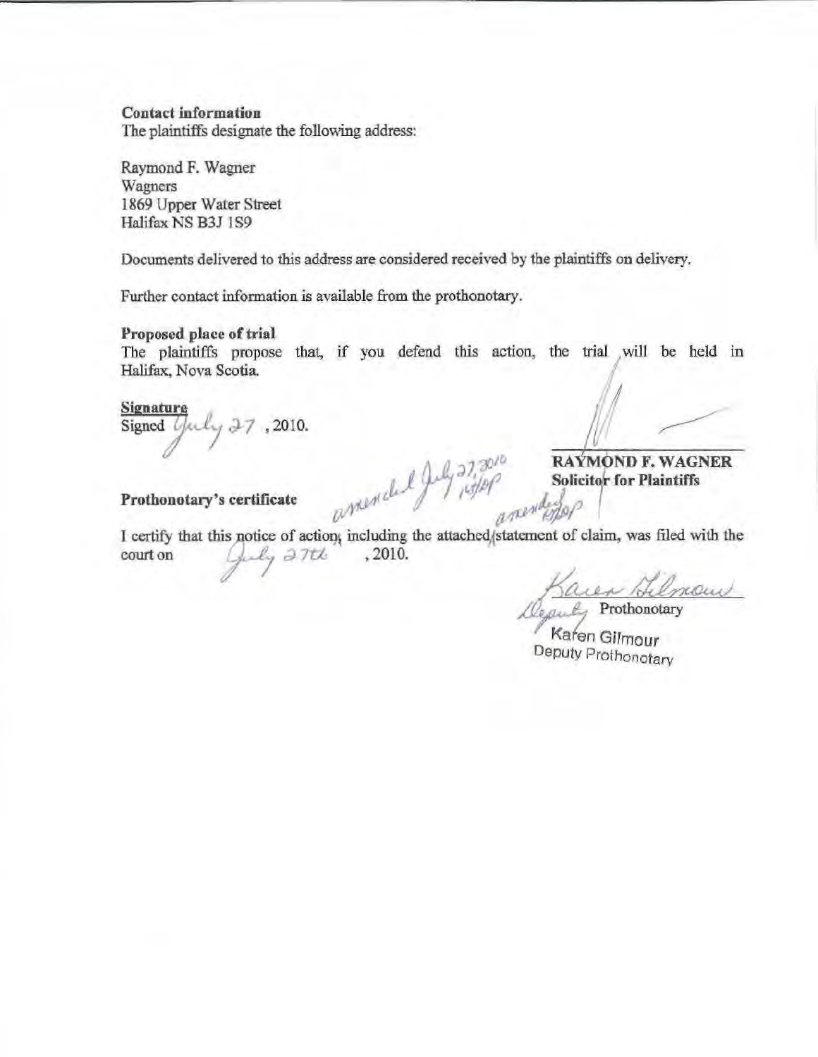**Contact information**

The plaintiffs designate the following address:

Raymond F. Wagner
Wagners
1869 Upper Water Street
Halifax NS B3J 1S9

Documents delivered to this address are considered received by the plaintiffs on delivery.

Further contact information is available from the prothonotary.

**Proposed place of trial**

The plaintiffs propose that, if you defend this action, the trial will be held in Halifax, Nova Scotia.

**Signature**

Signed July 27, 2010.

amended July 27, 2010

**RAYMOND F. WAGNER**
**Solicitor for Plaintiffs**

**Prothonotary's certificate**

amended

I certify that this notice of action, including the attached statement of claim, was filed with the court on July 27th, 2010.

Karen Gilmour
Deputy Prothonotary

Karen Gilmour
Deputy Prothonotary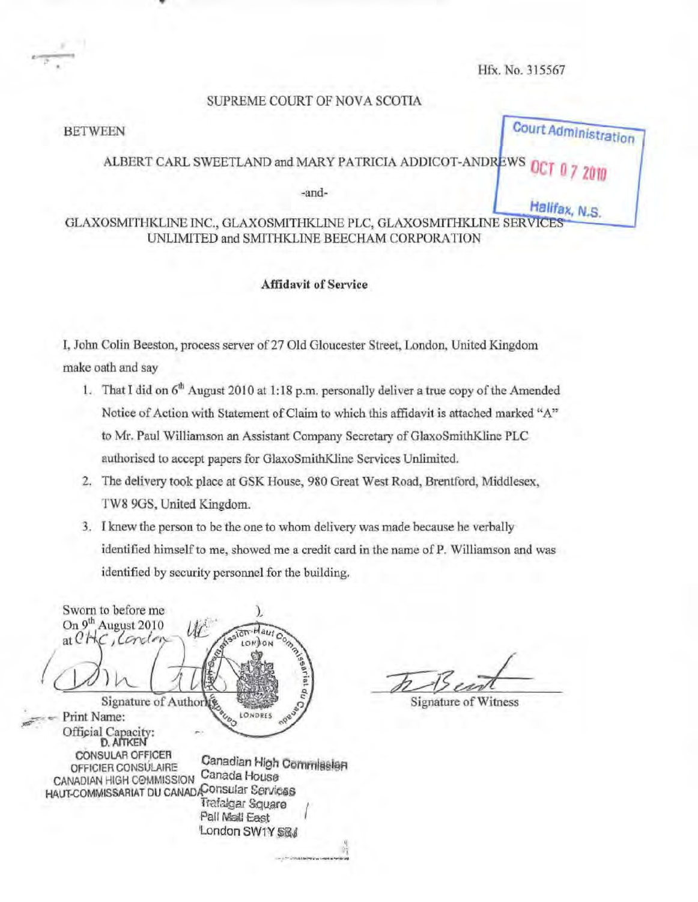Hfx. No. 315567

SUPREME COURT OF NOVA SCOTIA

BETWEEN

Court Administration
OCT 07 2010
Halifax, N.S.

ALBERT CARL SWEETLAND and MARY PATRICIA ADDICOT-ANDREWS

-and-

GLAXOSMITHKLINE INC., GLAXOSMITHKLINE PLC, GLAXOSMITHKLINE SERVICES UNLIMITED and SMITHKLINE BEECHAM CORPORATION

**Affidavit of Service**

I, John Colin Beeston, process server of 27 Old Gloucester Street, London, United Kingdom make oath and say

1. That I did on 6th August 2010 at 1:18 p.m. personally deliver a true copy of the Amended Notice of Action with Statement of Claim to which this affidavit is attached marked "A" to Mr. Paul Williamson an Assistant Company Secretary of GlaxoSmithKline PLC authorised to accept papers for GlaxoSmithKline Services Unlimited.
2. The delivery took place at GSK House, 980 Great West Road, Brentford, Middlesex, TW8 9GS, United Kingdom.
3. I knew the person to be the one to whom delivery was made because he verbally identified himself to me, showed me a credit card in the name of P. Williamson and was identified by security personnel for the building.

Sworn to before me )
On 9th August 2010
at CHC, London

Signature of Authority
Print Name:
Official Capacity:
D. AITKEN
CONSULAR OFFICER
OFFICIER CONSULAIRE
CANADIAN HIGH COMMISSION
HAUT-COMMISSARIAT DU CANADA

Canadian High Commission
Canada House
Consular Services
Trafalgar Square
Pall Mall East
London SW1Y 5BJ

Signature of Witness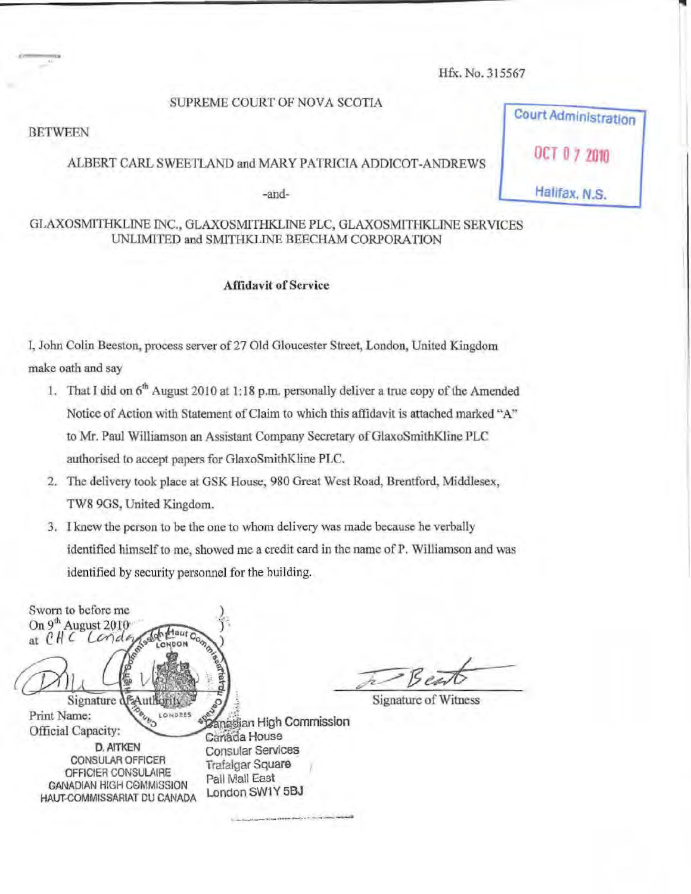Hfx. No. 315567

SUPREME COURT OF NOVA SCOTIA

Court Administration

OCT 07 2010

Halifax, N.S.

BETWEEN

ALBERT CARL SWEETLAND and MARY PATRICIA ADDICOT-ANDREWS

-and-

GLAXOSMITHKLINE INC., GLAXOSMITHKLINE PLC, GLAXOSMITHKLINE SERVICES UNLIMITED and SMITHKLINE BEECHAM CORPORATION

**Affidavit of Service**

I, John Colin Beeston, process server of 27 Old Gloucester Street, London, United Kingdom make oath and say

1. That I did on 6th August 2010 at 1:18 p.m. personally deliver a true copy of the Amended Notice of Action with Statement of Claim to which this affidavit is attached marked "A" to Mr. Paul Williamson an Assistant Company Secretary of GlaxoSmithKline PLC authorised to accept papers for GlaxoSmithKline PLC.
2. The delivery took place at GSK House, 980 Great West Road, Brentford, Middlesex, TW8 9GS, United Kingdom.
3. I knew the person to be the one to whom delivery was made because he verbally identified himself to me, showed me a credit card in the name of P. Williamson and was identified by security personnel for the building.

Sworn to before me
On 9th August 2010
at CHC London

Signature of Authority
Print Name:
Official Capacity:

D. AITKEN
CONSULAR OFFICER
OFFICIER CONSULAIRE
CANADIAN HIGH COMMISSION
HAUT-COMMISSARIAT DU CANADA

Canadian High Commission
Canada House
Consular Services
Trafalgar Square
Pall Mall East
London SW1Y 5BJ

Signature of Witness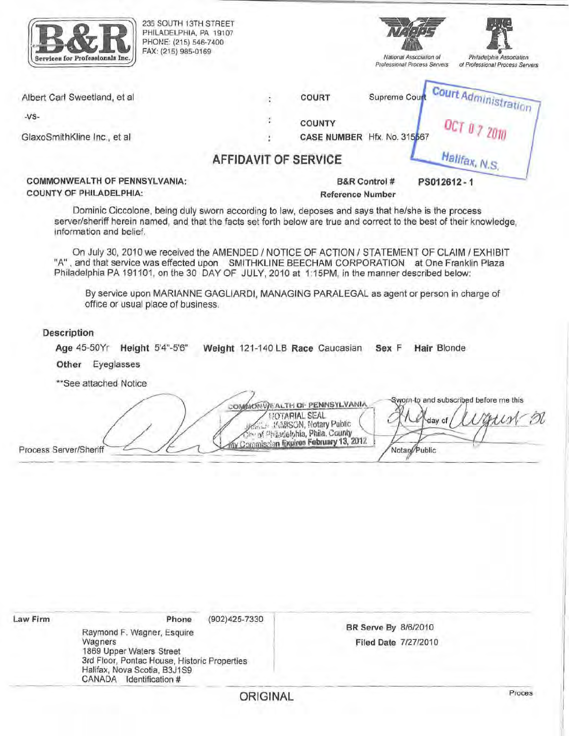**B&R Services for Professionals Inc.**
235 SOUTH 13TH STREET
PHILADELPHIA, PA 19107
PHONE: (215) 546-7400
FAX: (215) 985-0169

National Association of Professional Process Servers | Philadelphia Association of Professional Process Servers

| | | | |
|---|---|---|---|
| Albert Carl Sweetland, et al | : | COURT | Supreme Court |
| -vs- | : | COUNTY | |
| GlaxoSmithKline Inc., et al | : | CASE NUMBER | Hfx. No. 315567 |

Court Administration
OCT 07 2010
Halifax, N.S.

## AFFIDAVIT OF SERVICE

**COMMONWEALTH OF PENNSYLVANIA:**
**COUNTY OF PHILADELPHIA:**

**B&R Control #** **PS012612 - 1**
**Reference Number**

Dominic Ciccolone, being duly sworn according to law, deposes and says that he/she is the process server/sheriff herein named, and that the facts set forth below are true and correct to the best of their knowledge, information and belief.

On July 30, 2010 we received the AMENDED / NOTICE OF ACTION / STATEMENT OF CLAIM / EXHIBIT "A" , and that service was effected upon SMITHKLINE BEECHAM CORPORATION at One Franklin Plaza Philadelphia PA 191101, on the 30 DAY OF JULY, 2010 at 1:15PM, in the manner described below:

By service upon MARIANNE GAGLIARDI, MANAGING PARALEGAL as agent or person in charge of office or usual place of business.

**Description**

**Age** 45-50Yr **Height** 5'4"-5'6" **Weight** 121-140 LB **Race** Caucasian **Sex** F **Hair** Blonde

**Other** Eyeglasses

**See attached Notice

Process Server/Sheriff

COMMONWEALTH OF PENNSYLVANIA
NOTARIAL SEAL
[illegible] JAMISON, Notary Public
City of Philadelphia, Phila. County
My Commission Expires February 13, 2012

Sworn to and subscribed before me this 2nd day of August 20[illegible]

Notary Public

| | |
|---|---|
| **Law Firm** **Phone** (902)425-7330<br>Raymond F. Wagner, Esquire<br>Wagners<br>1869 Upper Waters Street<br>3rd Floor, Pontac House, Historic Properties<br>Halifax, Nova Scotia, B3J1S9<br>CANADA Identification # | **BR Serve By** 8/6/2010<br>**Filed Date** 7/27/2010 |

ORIGINAL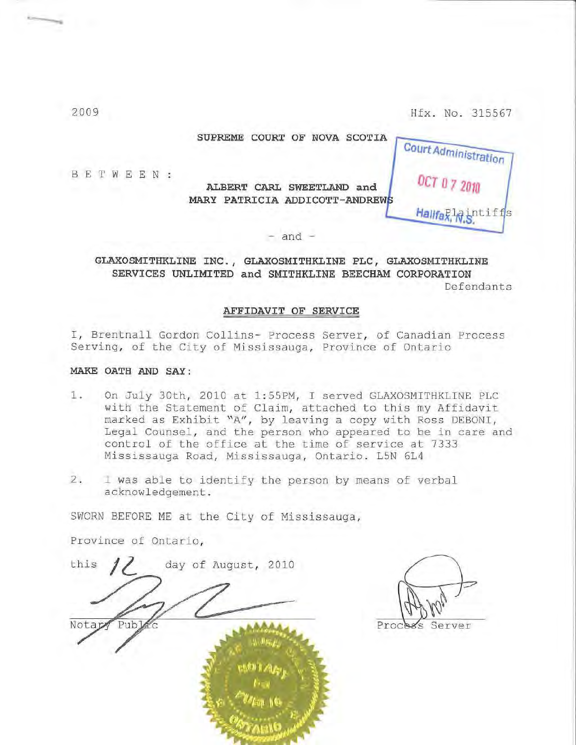2009

Hfx. No. 315567

SUPREME COURT OF NOVA SCOTIA

Court Administration

OCT 07 2010

Halifax, N.S.

BETWEEN:

ALBERT CARL SWEETLAND and
MARY PATRICIA ADDICOTT-ANDREWS

Plaintiffs

- and -

GLAXOSMITHKLINE INC., GLAXOSMITHKLINE PLC, GLAXOSMITHKLINE SERVICES UNLIMITED and SMITHKLINE BEECHAM CORPORATION

Defendants

## AFFIDAVIT OF SERVICE

I, Brentnall Gordon Collins- Process Server, of Canadian Process Serving, of the City of Mississauga, Province of Ontario

**MAKE OATH AND SAY:**

1. On July 30th, 2010 at 1:55PM, I served GLAXOSMITHKLINE PLC with the Statement of Claim, attached to this my Affidavit marked as Exhibit "A", by leaving a copy with Ross DEBONI, Legal Counsel, and the person who appeared to be in care and control of the office at the time of service at 7333 Mississauga Road, Mississauga, Ontario. L5N 6L4

2. I was able to identify the person by means of verbal acknowledgement.

SWORN BEFORE ME at the City of Mississauga,

Province of Ontario,

this 12 day of August, 2010

Notary Public

Process Server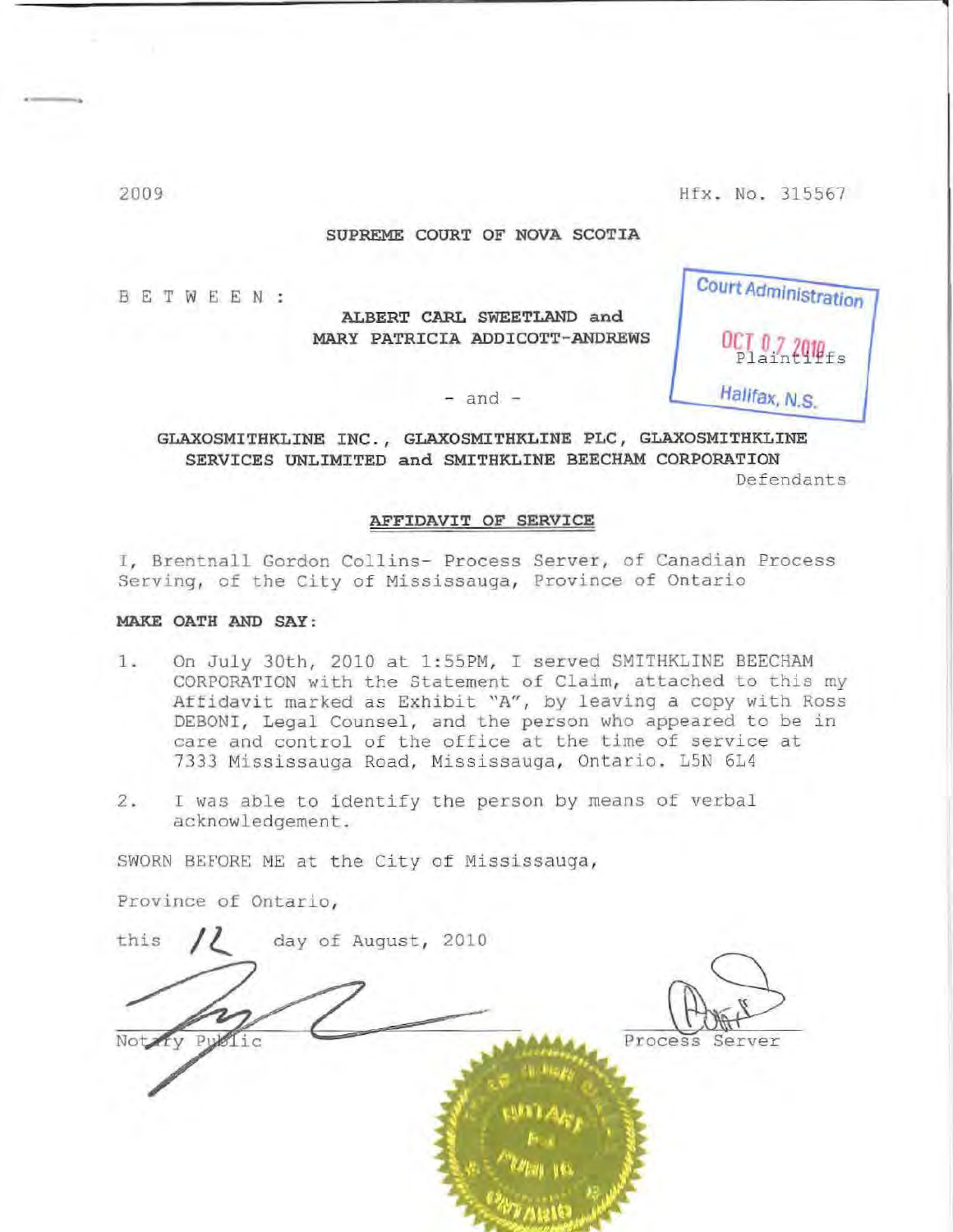2009 Hfx. No. 315567

**SUPREME COURT OF NOVA SCOTIA**

Court Administration
OCT 07 2010
Halifax, N.S.

B E T W E E N :

**ALBERT CARL SWEETLAND and MARY PATRICIA ADDICOTT-ANDREWS**

Plaintiffs

- and -

**GLAXOSMITHKLINE INC., GLAXOSMITHKLINE PLC, GLAXOSMITHKLINE SERVICES UNLIMITED and SMITHKLINE BEECHAM CORPORATION**

Defendants

**AFFIDAVIT OF SERVICE**

I, Brentnall Gordon Collins- Process Server, of Canadian Process Serving, of the City of Mississauga, Province of Ontario

**MAKE OATH AND SAY:**

1. On July 30th, 2010 at 1:55PM, I served SMITHKLINE BEECHAM CORPORATION with the Statement of Claim, attached to this my Affidavit marked as Exhibit "A", by leaving a copy with Ross DEBONI, Legal Counsel, and the person who appeared to be in care and control of the office at the time of service at 7333 Mississauga Road, Mississauga, Ontario. L5N 6L4

2. I was able to identify the person by means of verbal acknowledgement.

SWORN BEFORE ME at the City of Mississauga,

Province of Ontario,

this 12 day of August, 2010

Notary Public

Process Server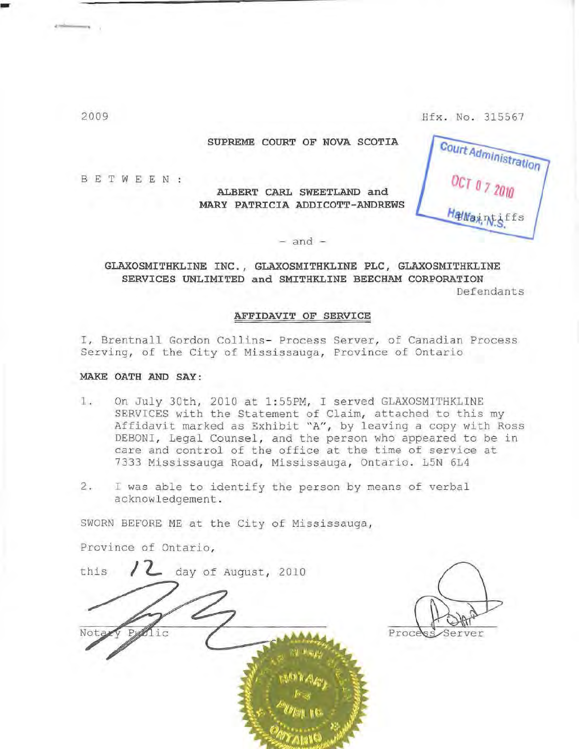2009 Hfx. No. 315567

SUPREME COURT OF NOVA SCOTIA

Court Administration
OCT 07 2010
Halifax, N.S.

BETWEEN:

ALBERT CARL SWEETLAND and
MARY PATRICIA ADDICOTT-ANDREWS

Plaintiffs

– and –

GLAXOSMITHKLINE INC., GLAXOSMITHKLINE PLC, GLAXOSMITHKLINE SERVICES UNLIMITED and SMITHKLINE BEECHAM CORPORATION

Defendants

## AFFIDAVIT OF SERVICE

I, Brentnall Gordon Collins- Process Server, of Canadian Process Serving, of the City of Mississauga, Province of Ontario

**MAKE OATH AND SAY:**

1. On July 30th, 2010 at 1:55PM, I served GLAXOSMITHKLINE SERVICES with the Statement of Claim, attached to this my Affidavit marked as Exhibit "A", by leaving a copy with Ross DEBONI, Legal Counsel, and the person who appeared to be in care and control of the office at the time of service at 7333 Mississauga Road, Mississauga, Ontario. L5N 6L4

2. I was able to identify the person by means of verbal acknowledgement.

SWORN BEFORE ME at the City of Mississauga,

Province of Ontario,

this 12 day of August, 2010

Notary Public

Process Server

NOTARY PUBLIC ONTARIO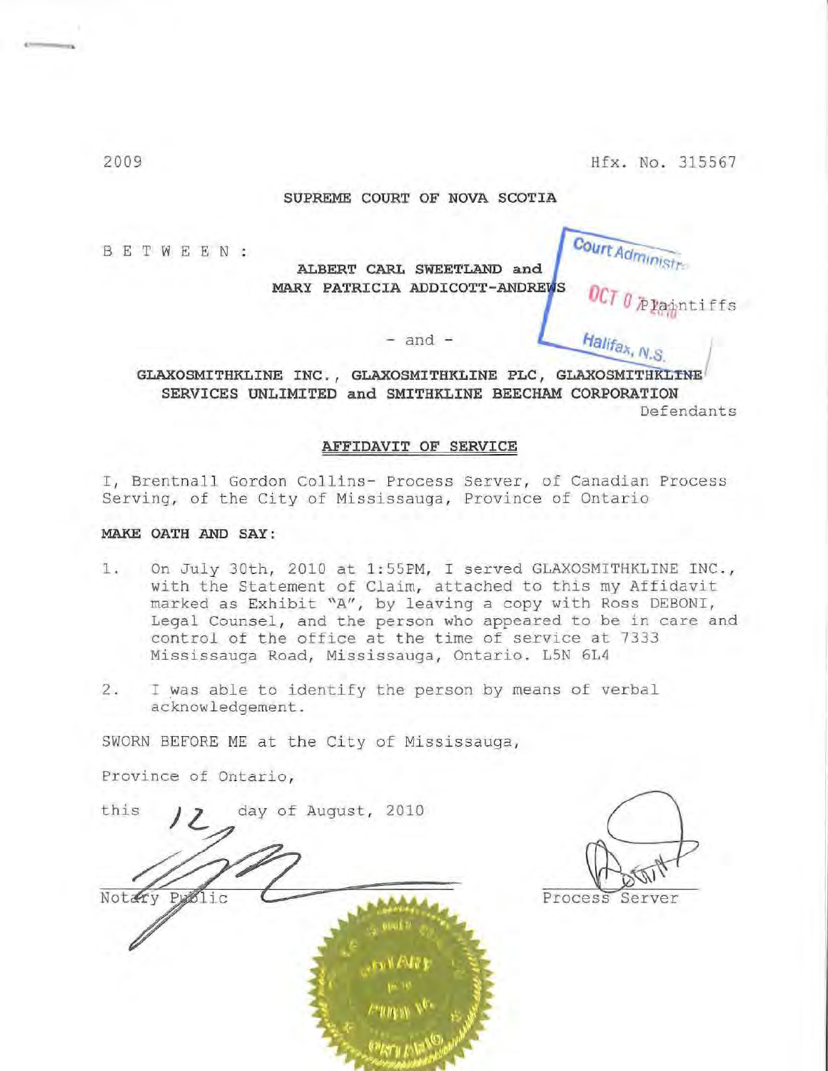2009 Hfx. No. 315567

SUPREME COURT OF NOVA SCOTIA

BETWEEN:

ALBERT CARL SWEETLAND and MARY PATRICIA ADDICOTT-ANDREWS

Plaintiffs

Court Administration
OCT 0 7 2010
Halifax, N.S.

- and -

GLAXOSMITHKLINE INC., GLAXOSMITHKLINE PLC, GLAXOSMITHKLINE SERVICES UNLIMITED and SMITHKLINE BEECHAM CORPORATION

Defendants

**AFFIDAVIT OF SERVICE**

I, Brentnall Gordon Collins- Process Server, of Canadian Process Serving, of the City of Mississauga, Province of Ontario

**MAKE OATH AND SAY:**

1. On July 30th, 2010 at 1:55PM, I served GLAXOSMITHKLINE INC., with the Statement of Claim, attached to this my Affidavit marked as Exhibit "A", by leaving a copy with Ross DEBONI, Legal Counsel, and the person who appeared to be in care and control of the office at the time of service at 7333 Mississauga Road, Mississauga, Ontario. L5N 6L4

2. I was able to identify the person by means of verbal acknowledgement.

SWORN BEFORE ME at the City of Mississauga,

Province of Ontario,

this 12 day of August, 2010

Notary Public

Process Server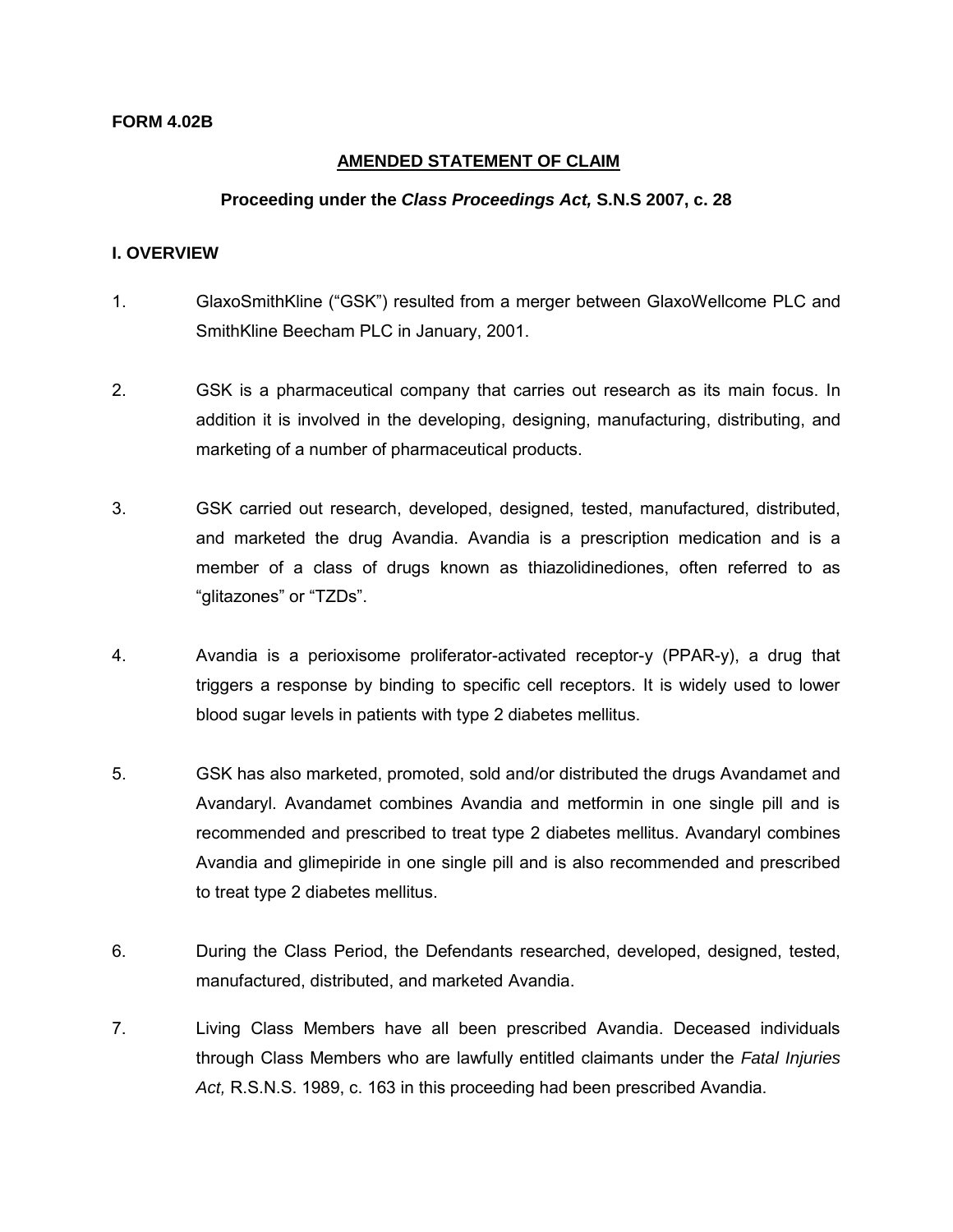**FORM 4.02B**

**AMENDED STATEMENT OF CLAIM**

**Proceeding under the *Class Proceedings Act,* S.N.S 2007, c. 28**

## I. OVERVIEW

1. GlaxoSmithKline ("GSK") resulted from a merger between GlaxoWellcome PLC and SmithKline Beecham PLC in January, 2001.

2. GSK is a pharmaceutical company that carries out research as its main focus. In addition it is involved in the developing, designing, manufacturing, distributing, and marketing of a number of pharmaceutical products.

3. GSK carried out research, developed, designed, tested, manufactured, distributed, and marketed the drug Avandia. Avandia is a prescription medication and is a member of a class of drugs known as thiazolidinediones, often referred to as "glitazones" or "TZDs".

4. Avandia is a perioxisome proliferator-activated receptor-y (PPAR-y), a drug that triggers a response by binding to specific cell receptors. It is widely used to lower blood sugar levels in patients with type 2 diabetes mellitus.

5. GSK has also marketed, promoted, sold and/or distributed the drugs Avandamet and Avandaryl. Avandamet combines Avandia and metformin in one single pill and is recommended and prescribed to treat type 2 diabetes mellitus. Avandaryl combines Avandia and glimepiride in one single pill and is also recommended and prescribed to treat type 2 diabetes mellitus.

6. During the Class Period, the Defendants researched, developed, designed, tested, manufactured, distributed, and marketed Avandia.

7. Living Class Members have all been prescribed Avandia. Deceased individuals through Class Members who are lawfully entitled claimants under the *Fatal Injuries Act,* R.S.N.S. 1989, c. 163 in this proceeding had been prescribed Avandia.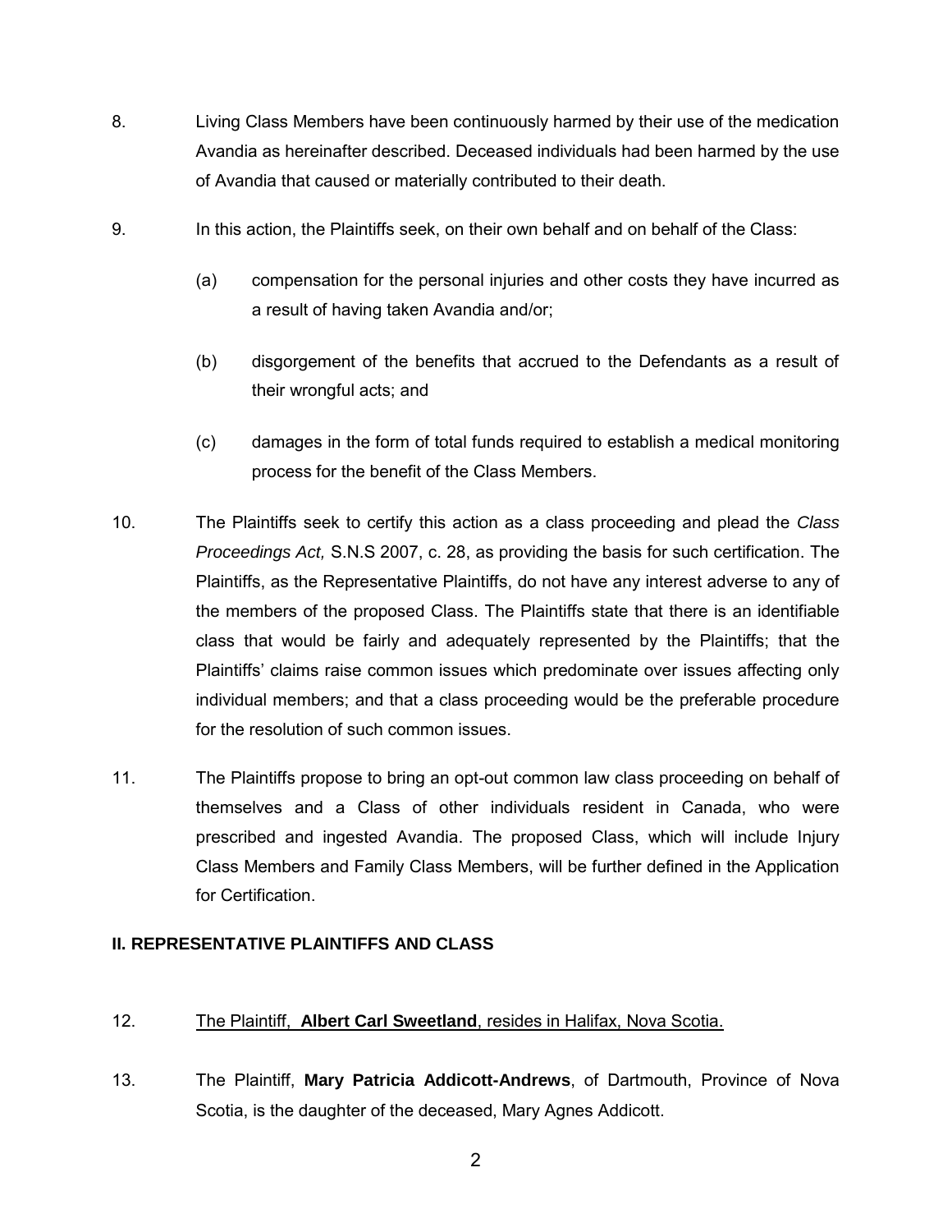8. Living Class Members have been continuously harmed by their use of the medication Avandia as hereinafter described. Deceased individuals had been harmed by the use of Avandia that caused or materially contributed to their death.

9. In this action, the Plaintiffs seek, on their own behalf and on behalf of the Class:

   (a) compensation for the personal injuries and other costs they have incurred as a result of having taken Avandia and/or;

   (b) disgorgement of the benefits that accrued to the Defendants as a result of their wrongful acts; and

   (c) damages in the form of total funds required to establish a medical monitoring process for the benefit of the Class Members.

10. The Plaintiffs seek to certify this action as a class proceeding and plead the *Class Proceedings Act,* S.N.S 2007, c. 28, as providing the basis for such certification. The Plaintiffs, as the Representative Plaintiffs, do not have any interest adverse to any of the members of the proposed Class. The Plaintiffs state that there is an identifiable class that would be fairly and adequately represented by the Plaintiffs; that the Plaintiffs' claims raise common issues which predominate over issues affecting only individual members; and that a class proceeding would be the preferable procedure for the resolution of such common issues.

11. The Plaintiffs propose to bring an opt-out common law class proceeding on behalf of themselves and a Class of other individuals resident in Canada, who were prescribed and ingested Avandia. The proposed Class, which will include Injury Class Members and Family Class Members, will be further defined in the Application for Certification.

## II. REPRESENTATIVE PLAINTIFFS AND CLASS

12. <u>The Plaintiff, **Albert Carl Sweetland**, resides in Halifax, Nova Scotia.</u>

13. The Plaintiff, **Mary Patricia Addicott-Andrews**, of Dartmouth, Province of Nova Scotia, is the daughter of the deceased, Mary Agnes Addicott.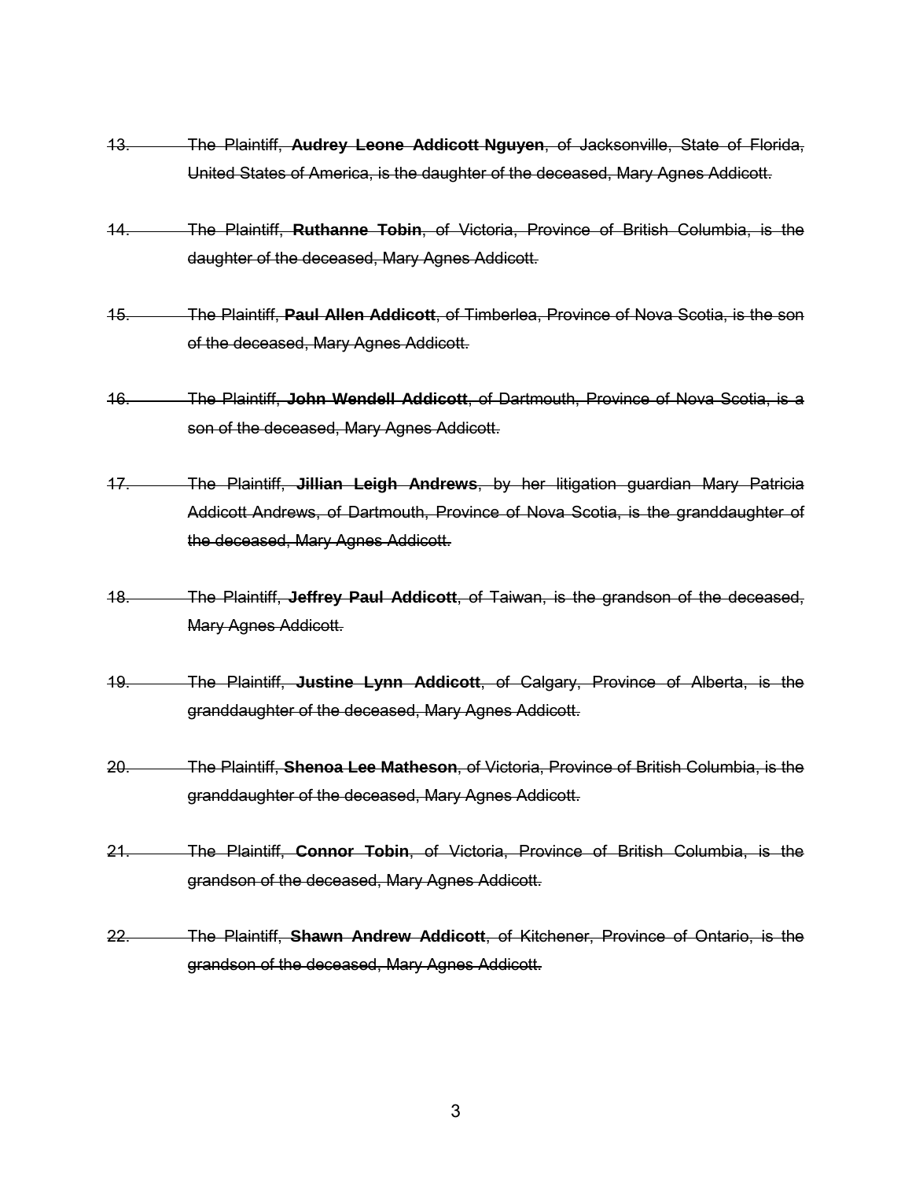~~13. The Plaintiff, **Audrey Leone Addicott Nguyen**, of Jacksonville, State of Florida, United States of America, is the daughter of the deceased, Mary Agnes Addicott.~~

~~14. The Plaintiff, **Ruthanne Tobin**, of Victoria, Province of British Columbia, is the daughter of the deceased, Mary Agnes Addicott.~~

~~15. The Plaintiff, **Paul Allen Addicott**, of Timberlea, Province of Nova Scotia, is the son of the deceased, Mary Agnes Addicott.~~

~~16. The Plaintiff, **John Wendell Addicott**, of Dartmouth, Province of Nova Scotia, is a son of the deceased, Mary Agnes Addicott.~~

~~17. The Plaintiff, **Jillian Leigh Andrews**, by her litigation guardian Mary Patricia Addicott Andrews, of Dartmouth, Province of Nova Scotia, is the granddaughter of the deceased, Mary Agnes Addicott.~~

~~18. The Plaintiff, **Jeffrey Paul Addicott**, of Taiwan, is the grandson of the deceased, Mary Agnes Addicott.~~

~~19. The Plaintiff, **Justine Lynn Addicott**, of Calgary, Province of Alberta, is the granddaughter of the deceased, Mary Agnes Addicott.~~

~~20. The Plaintiff, **Shenoa Lee Matheson**, of Victoria, Province of British Columbia, is the granddaughter of the deceased, Mary Agnes Addicott.~~

~~21. The Plaintiff, **Connor Tobin**, of Victoria, Province of British Columbia, is the grandson of the deceased, Mary Agnes Addicott.~~

~~22. The Plaintiff, **Shawn Andrew Addicott**, of Kitchener, Province of Ontario, is the grandson of the deceased, Mary Agnes Addicott.~~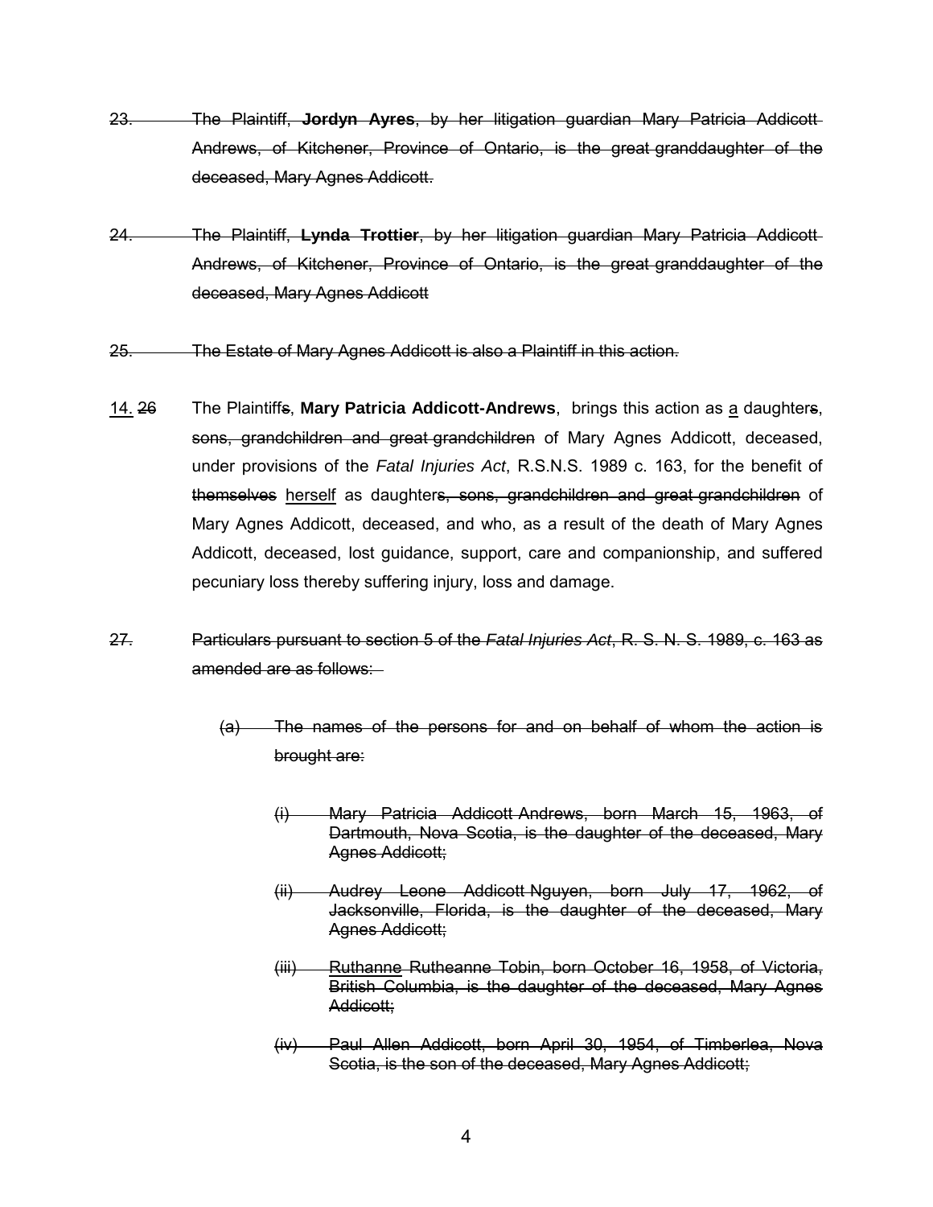~~23. The Plaintiff, **Jordyn Ayres**, by her litigation guardian Mary Patricia Addicott-Andrews, of Kitchener, Province of Ontario, is the great granddaughter of the deceased, Mary Agnes Addicott.~~

~~24. The Plaintiff, **Lynda Trottier**, by her litigation guardian Mary Patricia Addicott-Andrews, of Kitchener, Province of Ontario, is the great granddaughter of the deceased, Mary Agnes Addicott~~

~~25. The Estate of Mary Agnes Addicott is also a Plaintiff in this action.~~

<u>14.</u> ~~26~~ The Plaintiff~~s~~, **Mary Patricia Addicott-Andrews**, brings this action as <u>a</u> daughter~~s~~, ~~sons, grandchildren and great grandchildren~~ of Mary Agnes Addicott, deceased, under provisions of the *Fatal Injuries Act*, R.S.N.S. 1989 c. 163, for the benefit of ~~themselves~~ <u>herself</u> as daughter~~s, sons, grandchildren and great grandchildren~~ of Mary Agnes Addicott, deceased, and who, as a result of the death of Mary Agnes Addicott, deceased, lost guidance, support, care and companionship, and suffered pecuniary loss thereby suffering injury, loss and damage.

~~27. Particulars pursuant to section 5 of the *Fatal Injuries Act*, R. S. N. S. 1989, c. 163 as amended are as follows:~~

~~(a) The names of the persons for and on behalf of whom the action is brought are:~~

~~(i) Mary Patricia Addicott Andrews, born March 15, 1963, of Dartmouth, Nova Scotia, is the daughter of the deceased, Mary Agnes Addicott;~~

~~(ii) Audrey Leone Addicott Nguyen, born July 17, 1962, of Jacksonville, Florida, is the daughter of the deceased, Mary Agnes Addicott;~~

~~(iii) <u>Ruthanne</u> Rutheanne Tobin, born October 16, 1958, of Victoria, British Columbia, is the daughter of the deceased, Mary Agnes Addicott;~~

~~(iv) Paul Allen Addicott, born April 30, 1954, of Timberlea, Nova Scotia, is the son of the deceased, Mary Agnes Addicott;~~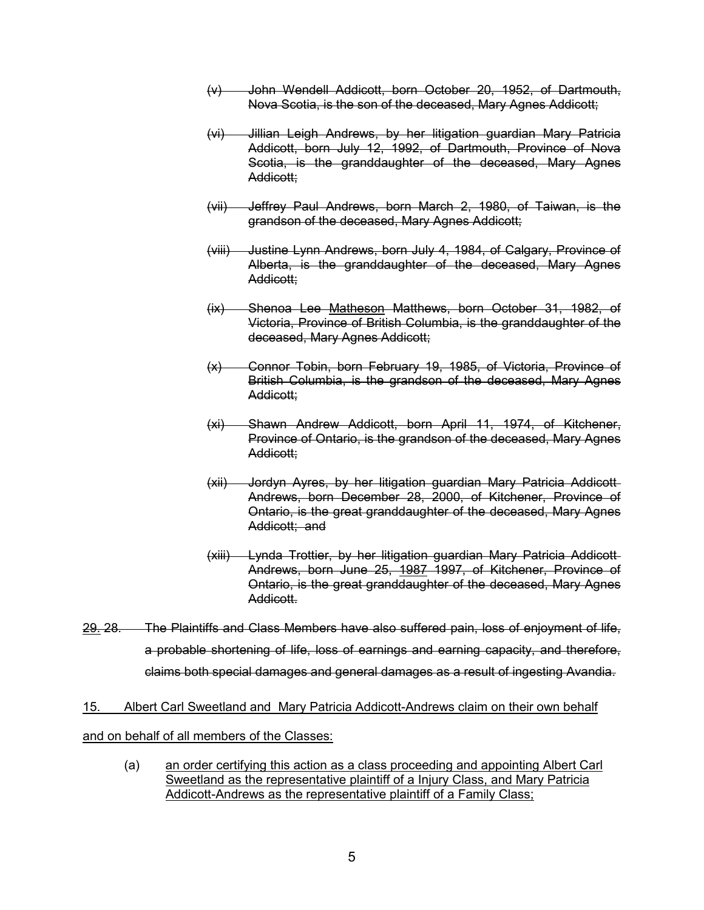~~(v) John Wendell Addicott, born October 20, 1952, of Dartmouth, Nova Scotia, is the son of the deceased, Mary Agnes Addicott;~~

~~(vi) Jillian Leigh Andrews, by her litigation guardian Mary Patricia Addicott, born July 12, 1992, of Dartmouth, Province of Nova Scotia, is the granddaughter of the deceased, Mary Agnes Addicott;~~

~~(vii) Jeffrey Paul Andrews, born March 2, 1980, of Taiwan, is the grandson of the deceased, Mary Agnes Addicott;~~

~~(viii) Justine Lynn Andrews, born July 4, 1984, of Calgary, Province of Alberta, is the granddaughter of the deceased, Mary Agnes Addicott;~~

~~(ix) Shenoa Lee <u>Matheson</u> Matthews, born October 31, 1982, of Victoria, Province of British Columbia, is the granddaughter of the deceased, Mary Agnes Addicott;~~

~~(x) Connor Tobin, born February 19, 1985, of Victoria, Province of British Columbia, is the grandson of the deceased, Mary Agnes Addicott;~~

~~(xi) Shawn Andrew Addicott, born April 11, 1974, of Kitchener, Province of Ontario, is the grandson of the deceased, Mary Agnes Addicott;~~

~~(xii) Jordyn Ayres, by her litigation guardian Mary Patricia Addicott-Andrews, born December 28, 2000, of Kitchener, Province of Ontario, is the great granddaughter of the deceased, Mary Agnes Addicott; and~~

~~(xiii) Lynda Trottier, by her litigation guardian Mary Patricia Addicott-Andrews, born June 25, <u>1987</u> 1997, of Kitchener, Province of Ontario, is the great granddaughter of the deceased, Mary Agnes Addicott.~~

~~<u>29.</u> 28. The Plaintiffs and Class Members have also suffered pain, loss of enjoyment of life, a probable shortening of life, loss of earnings and earning capacity, and therefore, claims both special damages and general damages as a result of ingesting Avandia.~~

<u>15. Albert Carl Sweetland and Mary Patricia Addicott-Andrews claim on their own behalf and on behalf of all members of the Classes:</u>

(a) <u>an order certifying this action as a class proceeding and appointing Albert Carl Sweetland as the representative plaintiff of a Injury Class, and Mary Patricia Addicott-Andrews as the representative plaintiff of a Family Class;</u>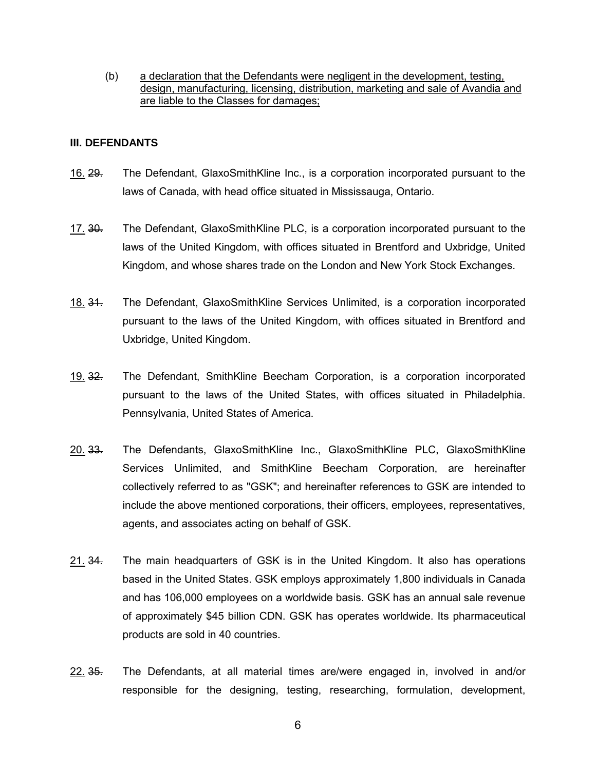(b) a declaration that the Defendants were negligent in the development, testing, design, manufacturing, licensing, distribution, marketing and sale of Avandia and are liable to the Classes for damages;

**III. DEFENDANTS**

16. ~~29.~~ The Defendant, GlaxoSmithKline Inc., is a corporation incorporated pursuant to the laws of Canada, with head office situated in Mississauga, Ontario.

17. ~~30.~~ The Defendant, GlaxoSmithKline PLC, is a corporation incorporated pursuant to the laws of the United Kingdom, with offices situated in Brentford and Uxbridge, United Kingdom, and whose shares trade on the London and New York Stock Exchanges.

18. ~~31.~~ The Defendant, GlaxoSmithKline Services Unlimited, is a corporation incorporated pursuant to the laws of the United Kingdom, with offices situated in Brentford and Uxbridge, United Kingdom.

19. ~~32.~~ The Defendant, SmithKline Beecham Corporation, is a corporation incorporated pursuant to the laws of the United States, with offices situated in Philadelphia. Pennsylvania, United States of America.

20. ~~33.~~ The Defendants, GlaxoSmithKline Inc., GlaxoSmithKline PLC, GlaxoSmithKline Services Unlimited, and SmithKline Beecham Corporation, are hereinafter collectively referred to as "GSK"; and hereinafter references to GSK are intended to include the above mentioned corporations, their officers, employees, representatives, agents, and associates acting on behalf of GSK.

21. ~~34.~~ The main headquarters of GSK is in the United Kingdom. It also has operations based in the United States. GSK employs approximately 1,800 individuals in Canada and has 106,000 employees on a worldwide basis. GSK has an annual sale revenue of approximately $45 billion CDN. GSK has operates worldwide. Its pharmaceutical products are sold in 40 countries.

22. ~~35.~~ The Defendants, at all material times are/were engaged in, involved in and/or responsible for the designing, testing, researching, formulation, development,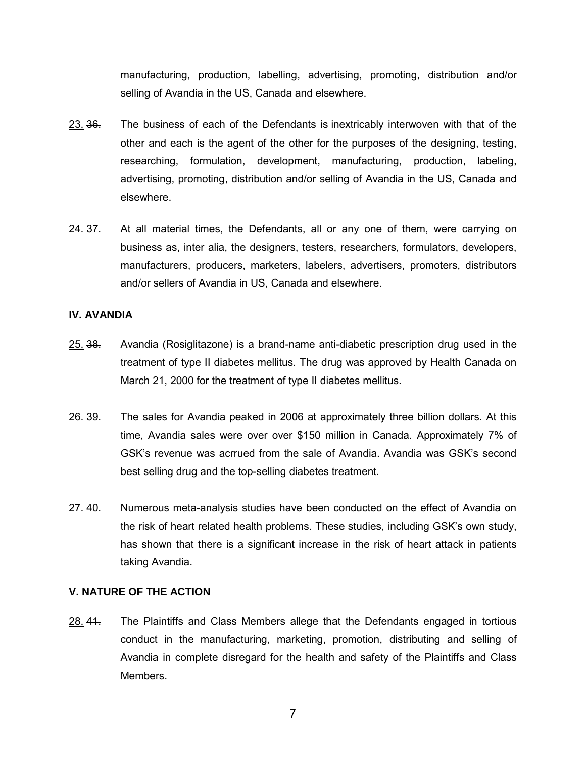manufacturing, production, labelling, advertising, promoting, distribution and/or selling of Avandia in the US, Canada and elsewhere.

23. ~~36.~~ The business of each of the Defendants is inextricably interwoven with that of the other and each is the agent of the other for the purposes of the designing, testing, researching, formulation, development, manufacturing, production, labeling, advertising, promoting, distribution and/or selling of Avandia in the US, Canada and elsewhere.

24. ~~37.~~ At all material times, the Defendants, all or any one of them, were carrying on business as, inter alia, the designers, testers, researchers, formulators, developers, manufacturers, producers, marketers, labelers, advertisers, promoters, distributors and/or sellers of Avandia in US, Canada and elsewhere.

**IV. AVANDIA**

25. ~~38.~~ Avandia (Rosiglitazone) is a brand-name anti-diabetic prescription drug used in the treatment of type II diabetes mellitus. The drug was approved by Health Canada on March 21, 2000 for the treatment of type II diabetes mellitus.

26. ~~39.~~ The sales for Avandia peaked in 2006 at approximately three billion dollars. At this time, Avandia sales were over over $150 million in Canada. Approximately 7% of GSK's revenue was acrrued from the sale of Avandia. Avandia was GSK's second best selling drug and the top-selling diabetes treatment.

27. ~~40.~~ Numerous meta-analysis studies have been conducted on the effect of Avandia on the risk of heart related health problems. These studies, including GSK's own study, has shown that there is a significant increase in the risk of heart attack in patients taking Avandia.

**V. NATURE OF THE ACTION**

28. ~~41.~~ The Plaintiffs and Class Members allege that the Defendants engaged in tortious conduct in the manufacturing, marketing, promotion, distributing and selling of Avandia in complete disregard for the health and safety of the Plaintiffs and Class Members.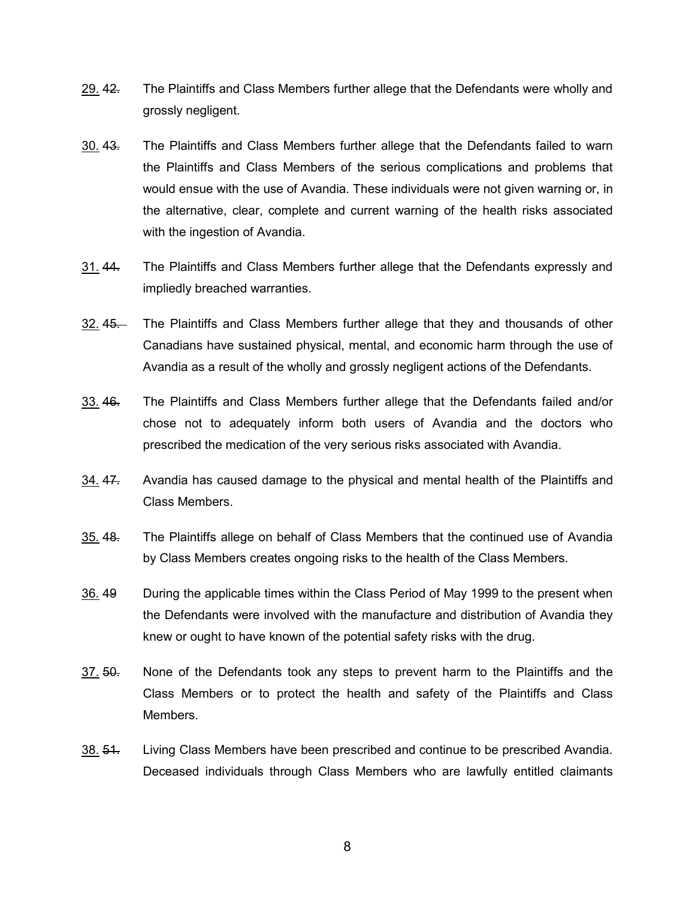29. ~~42.~~ The Plaintiffs and Class Members further allege that the Defendants were wholly and grossly negligent.

30. ~~43.~~ The Plaintiffs and Class Members further allege that the Defendants failed to warn the Plaintiffs and Class Members of the serious complications and problems that would ensue with the use of Avandia. These individuals were not given warning or, in the alternative, clear, complete and current warning of the health risks associated with the ingestion of Avandia.

31. ~~44.~~ The Plaintiffs and Class Members further allege that the Defendants expressly and impliedly breached warranties.

32. ~~45.~~ The Plaintiffs and Class Members further allege that they and thousands of other Canadians have sustained physical, mental, and economic harm through the use of Avandia as a result of the wholly and grossly negligent actions of the Defendants.

33. ~~46.~~ The Plaintiffs and Class Members further allege that the Defendants failed and/or chose not to adequately inform both users of Avandia and the doctors who prescribed the medication of the very serious risks associated with Avandia.

34. ~~47.~~ Avandia has caused damage to the physical and mental health of the Plaintiffs and Class Members.

35. ~~48.~~ The Plaintiffs allege on behalf of Class Members that the continued use of Avandia by Class Members creates ongoing risks to the health of the Class Members.

36. ~~49~~ During the applicable times within the Class Period of May 1999 to the present when the Defendants were involved with the manufacture and distribution of Avandia they knew or ought to have known of the potential safety risks with the drug.

37. ~~50.~~ None of the Defendants took any steps to prevent harm to the Plaintiffs and the Class Members or to protect the health and safety of the Plaintiffs and Class Members.

38. ~~51.~~ Living Class Members have been prescribed and continue to be prescribed Avandia. Deceased individuals through Class Members who are lawfully entitled claimants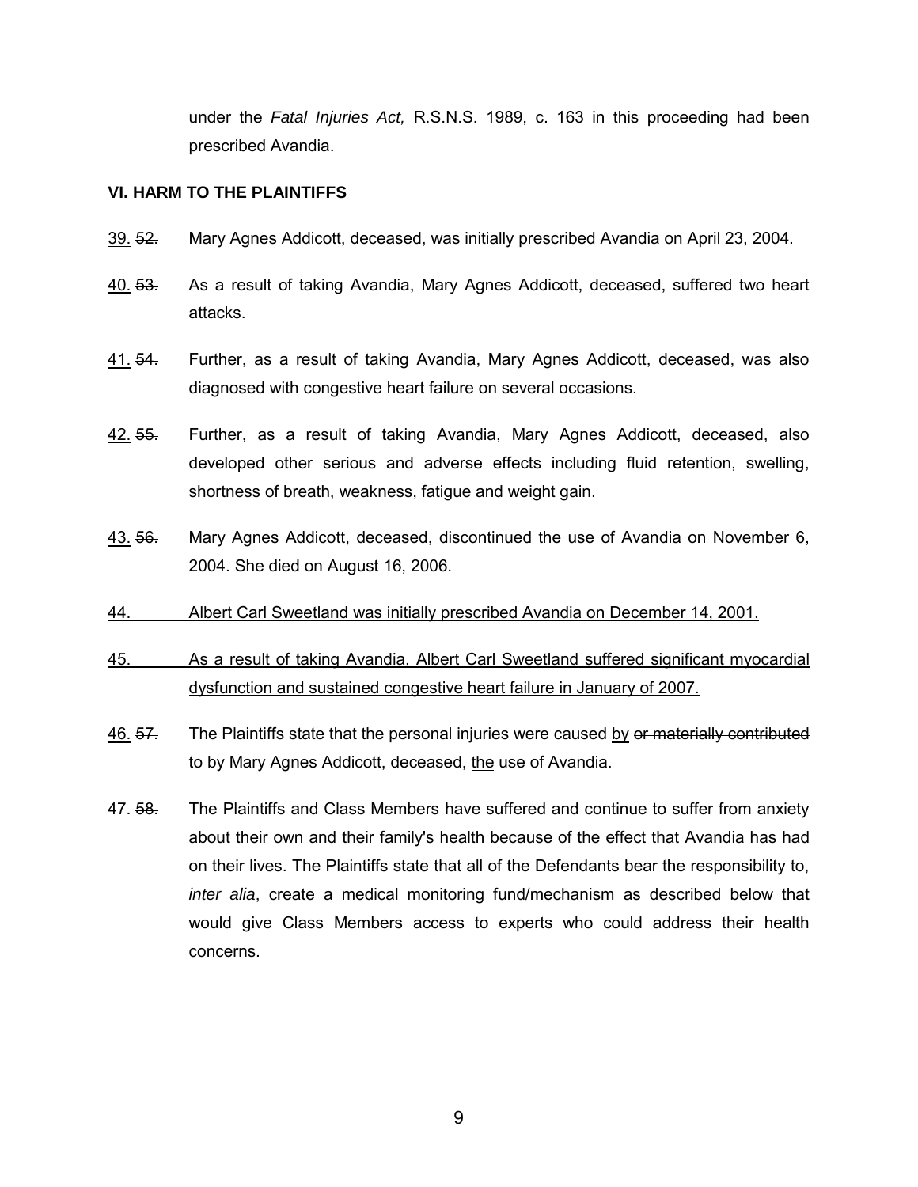under the *Fatal Injuries Act,* R.S.N.S. 1989, c. 163 in this proceeding had been prescribed Avandia.

**VI. HARM TO THE PLAINTIFFS**

<u>39.</u> ~~52.~~ Mary Agnes Addicott, deceased, was initially prescribed Avandia on April 23, 2004.

<u>40.</u> ~~53.~~ As a result of taking Avandia, Mary Agnes Addicott, deceased, suffered two heart attacks.

<u>41.</u> ~~54.~~ Further, as a result of taking Avandia, Mary Agnes Addicott, deceased, was also diagnosed with congestive heart failure on several occasions.

<u>42.</u> ~~55.~~ Further, as a result of taking Avandia, Mary Agnes Addicott, deceased, also developed other serious and adverse effects including fluid retention, swelling, shortness of breath, weakness, fatigue and weight gain.

<u>43.</u> ~~56.~~ Mary Agnes Addicott, deceased, discontinued the use of Avandia on November 6, 2004. She died on August 16, 2006.

<u>44. Albert Carl Sweetland was initially prescribed Avandia on December 14, 2001.</u>

<u>45. As a result of taking Avandia, Albert Carl Sweetland suffered significant myocardial dysfunction and sustained congestive heart failure in January of 2007.</u>

<u>46.</u> ~~57.~~ The Plaintiffs state that the personal injuries were caused <u>by</u> ~~or materially contributed to by Mary Agnes Addicott, deceased,~~ <u>the</u> use of Avandia.

<u>47.</u> ~~58.~~ The Plaintiffs and Class Members have suffered and continue to suffer from anxiety about their own and their family's health because of the effect that Avandia has had on their lives. The Plaintiffs state that all of the Defendants bear the responsibility to, *inter alia*, create a medical monitoring fund/mechanism as described below that would give Class Members access to experts who could address their health concerns.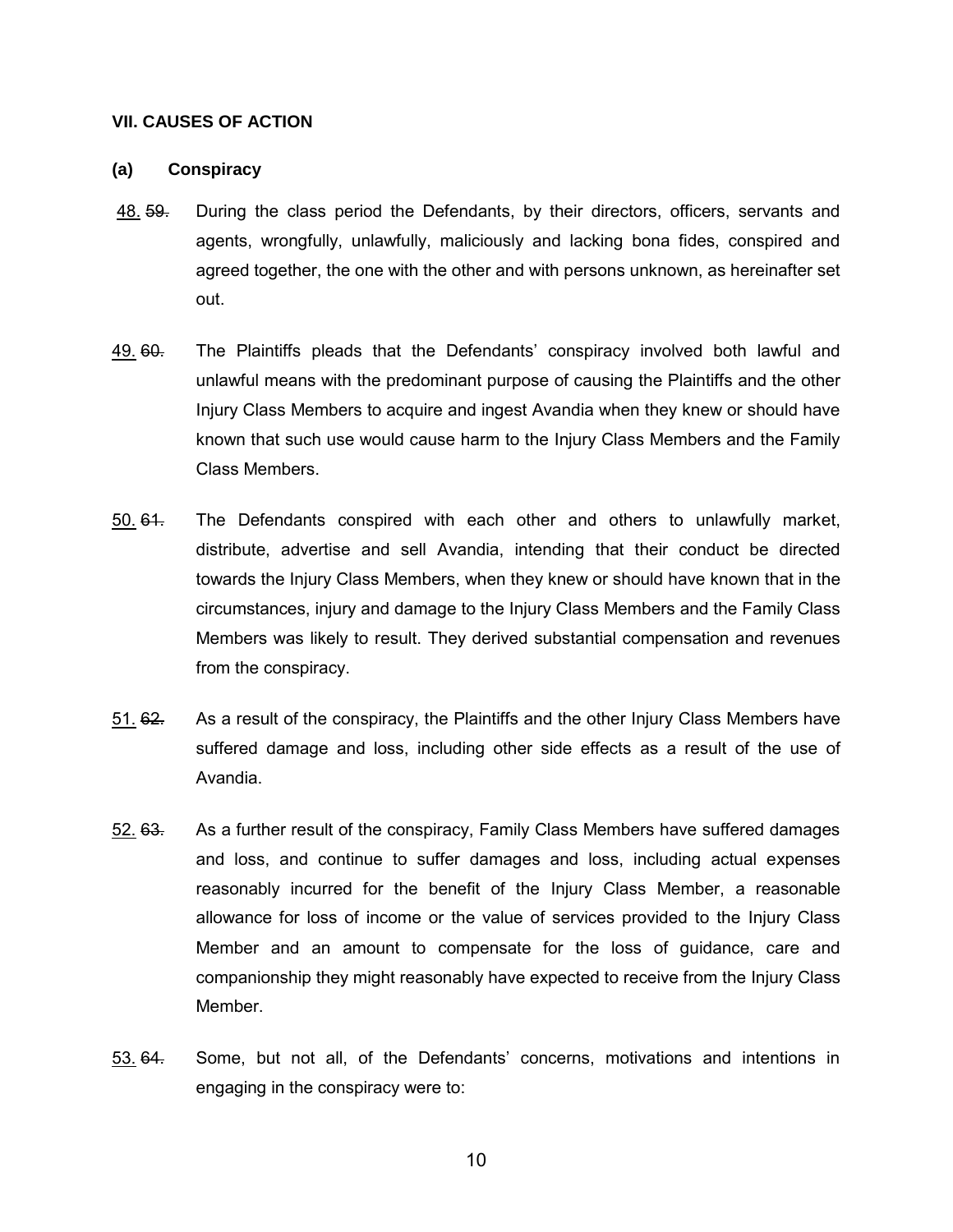## VII. CAUSES OF ACTION

### (a) Conspiracy

48. ~~59.~~ During the class period the Defendants, by their directors, officers, servants and agents, wrongfully, unlawfully, maliciously and lacking bona fides, conspired and agreed together, the one with the other and with persons unknown, as hereinafter set out.

49. ~~60.~~ The Plaintiffs pleads that the Defendants' conspiracy involved both lawful and unlawful means with the predominant purpose of causing the Plaintiffs and the other Injury Class Members to acquire and ingest Avandia when they knew or should have known that such use would cause harm to the Injury Class Members and the Family Class Members.

50. ~~61.~~ The Defendants conspired with each other and others to unlawfully market, distribute, advertise and sell Avandia, intending that their conduct be directed towards the Injury Class Members, when they knew or should have known that in the circumstances, injury and damage to the Injury Class Members and the Family Class Members was likely to result. They derived substantial compensation and revenues from the conspiracy.

51. ~~62.~~ As a result of the conspiracy, the Plaintiffs and the other Injury Class Members have suffered damage and loss, including other side effects as a result of the use of Avandia.

52. ~~63.~~ As a further result of the conspiracy, Family Class Members have suffered damages and loss, and continue to suffer damages and loss, including actual expenses reasonably incurred for the benefit of the Injury Class Member, a reasonable allowance for loss of income or the value of services provided to the Injury Class Member and an amount to compensate for the loss of guidance, care and companionship they might reasonably have expected to receive from the Injury Class Member.

53. ~~64.~~ Some, but not all, of the Defendants' concerns, motivations and intentions in engaging in the conspiracy were to: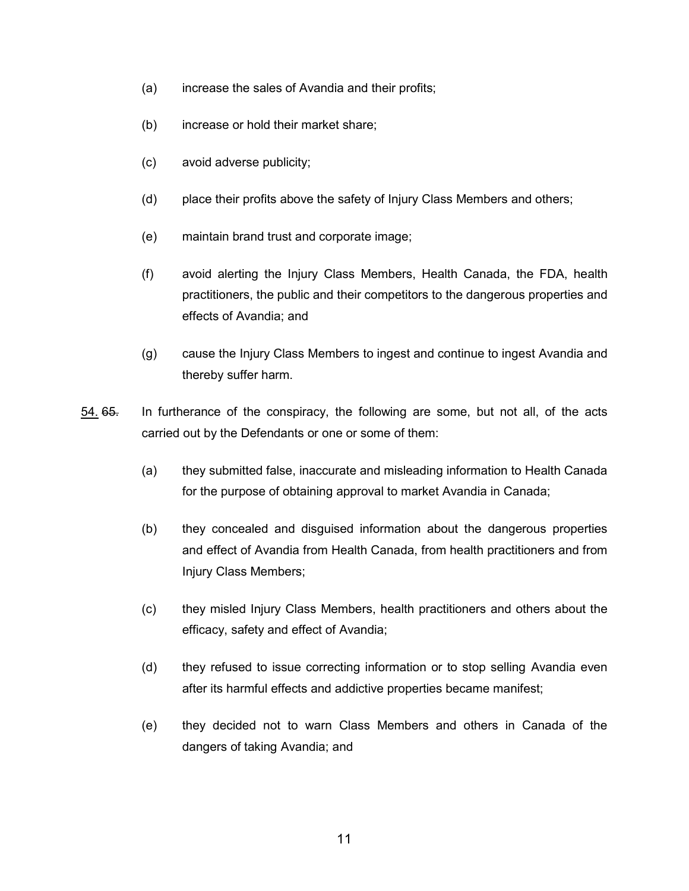(a) increase the sales of Avandia and their profits;

(b) increase or hold their market share;

(c) avoid adverse publicity;

(d) place their profits above the safety of Injury Class Members and others;

(e) maintain brand trust and corporate image;

(f) avoid alerting the Injury Class Members, Health Canada, the FDA, health practitioners, the public and their competitors to the dangerous properties and effects of Avandia; and

(g) cause the Injury Class Members to ingest and continue to ingest Avandia and thereby suffer harm.

<u>54.</u> ~~65.~~ In furtherance of the conspiracy, the following are some, but not all, of the acts carried out by the Defendants or one or some of them:

(a) they submitted false, inaccurate and misleading information to Health Canada for the purpose of obtaining approval to market Avandia in Canada;

(b) they concealed and disguised information about the dangerous properties and effect of Avandia from Health Canada, from health practitioners and from Injury Class Members;

(c) they misled Injury Class Members, health practitioners and others about the efficacy, safety and effect of Avandia;

(d) they refused to issue correcting information or to stop selling Avandia even after its harmful effects and addictive properties became manifest;

(e) they decided not to warn Class Members and others in Canada of the dangers of taking Avandia; and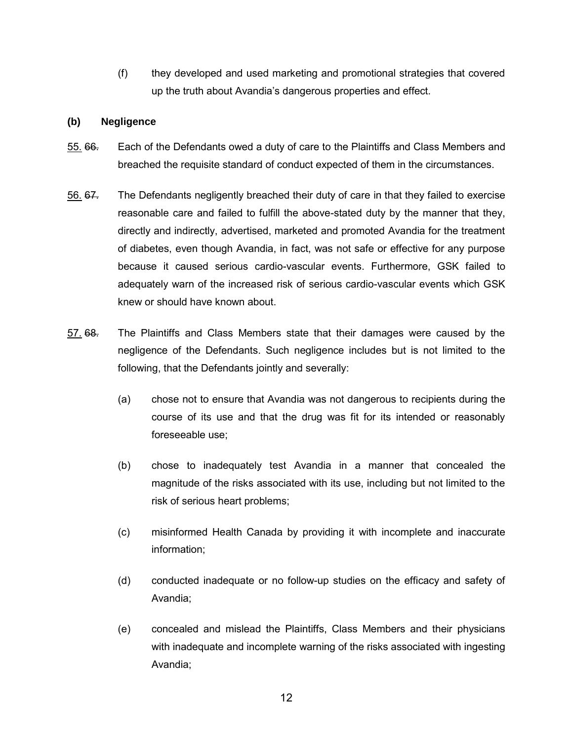(f) they developed and used marketing and promotional strategies that covered up the truth about Avandia's dangerous properties and effect.

**(b) Negligence**

55. ~~66.~~ Each of the Defendants owed a duty of care to the Plaintiffs and Class Members and breached the requisite standard of conduct expected of them in the circumstances.

56. ~~67.~~ The Defendants negligently breached their duty of care in that they failed to exercise reasonable care and failed to fulfill the above-stated duty by the manner that they, directly and indirectly, advertised, marketed and promoted Avandia for the treatment of diabetes, even though Avandia, in fact, was not safe or effective for any purpose because it caused serious cardio-vascular events. Furthermore, GSK failed to adequately warn of the increased risk of serious cardio-vascular events which GSK knew or should have known about.

57. ~~68.~~ The Plaintiffs and Class Members state that their damages were caused by the negligence of the Defendants. Such negligence includes but is not limited to the following, that the Defendants jointly and severally:

(a) chose not to ensure that Avandia was not dangerous to recipients during the course of its use and that the drug was fit for its intended or reasonably foreseeable use;

(b) chose to inadequately test Avandia in a manner that concealed the magnitude of the risks associated with its use, including but not limited to the risk of serious heart problems;

(c) misinformed Health Canada by providing it with incomplete and inaccurate information;

(d) conducted inadequate or no follow-up studies on the efficacy and safety of Avandia;

(e) concealed and mislead the Plaintiffs, Class Members and their physicians with inadequate and incomplete warning of the risks associated with ingesting Avandia;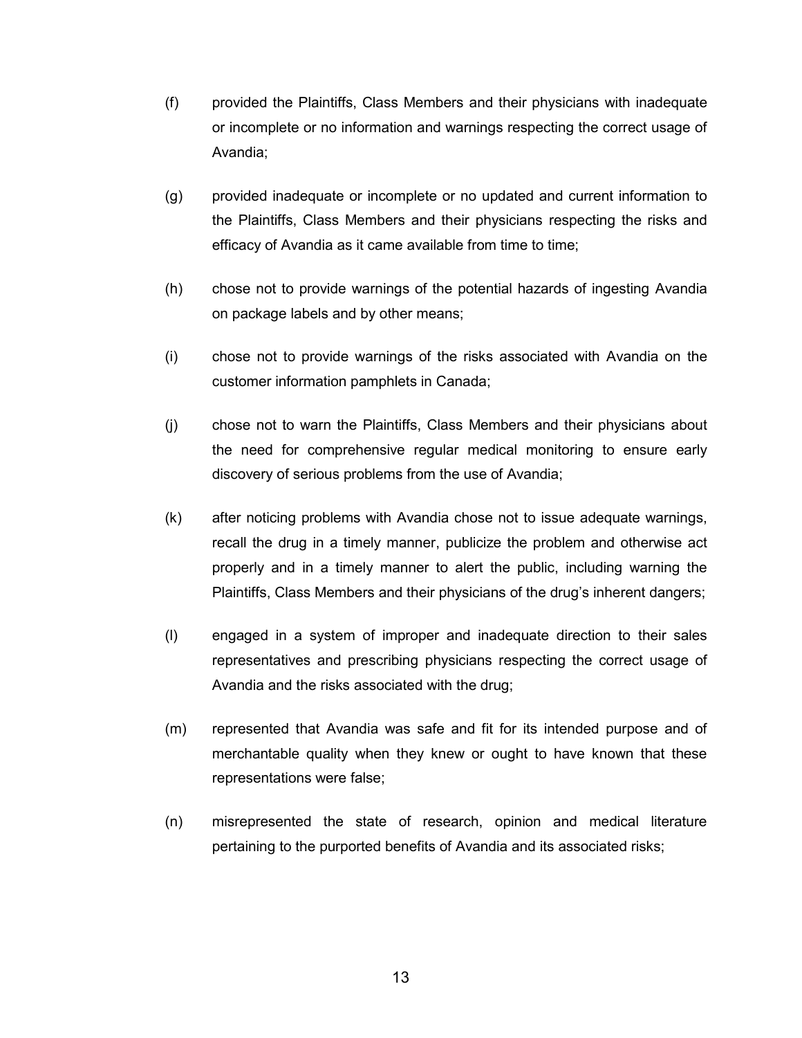(f) provided the Plaintiffs, Class Members and their physicians with inadequate or incomplete or no information and warnings respecting the correct usage of Avandia;

(g) provided inadequate or incomplete or no updated and current information to the Plaintiffs, Class Members and their physicians respecting the risks and efficacy of Avandia as it came available from time to time;

(h) chose not to provide warnings of the potential hazards of ingesting Avandia on package labels and by other means;

(i) chose not to provide warnings of the risks associated with Avandia on the customer information pamphlets in Canada;

(j) chose not to warn the Plaintiffs, Class Members and their physicians about the need for comprehensive regular medical monitoring to ensure early discovery of serious problems from the use of Avandia;

(k) after noticing problems with Avandia chose not to issue adequate warnings, recall the drug in a timely manner, publicize the problem and otherwise act properly and in a timely manner to alert the public, including warning the Plaintiffs, Class Members and their physicians of the drug's inherent dangers;

(l) engaged in a system of improper and inadequate direction to their sales representatives and prescribing physicians respecting the correct usage of Avandia and the risks associated with the drug;

(m) represented that Avandia was safe and fit for its intended purpose and of merchantable quality when they knew or ought to have known that these representations were false;

(n) misrepresented the state of research, opinion and medical literature pertaining to the purported benefits of Avandia and its associated risks;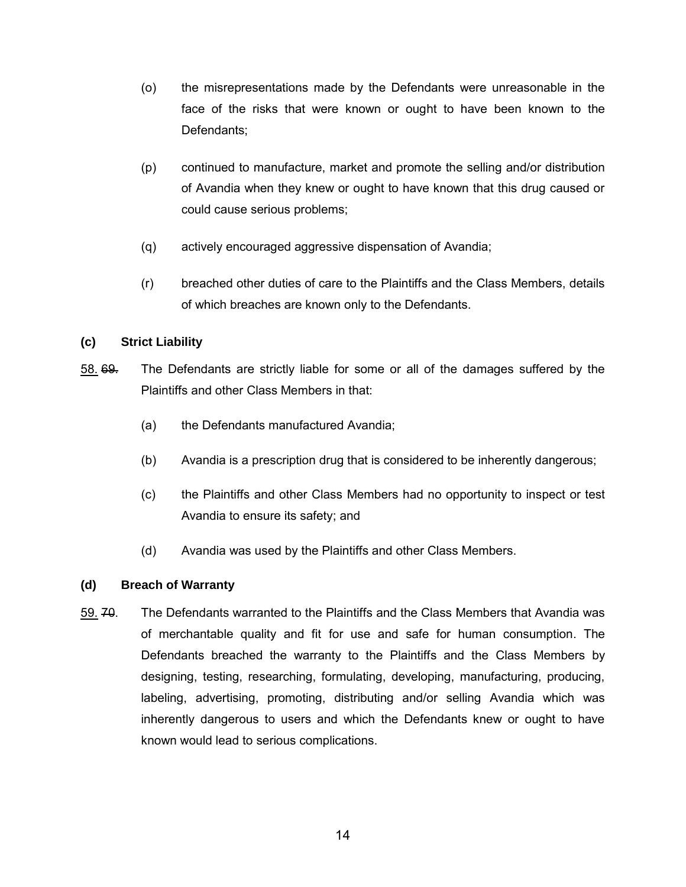(o) the misrepresentations made by the Defendants were unreasonable in the face of the risks that were known or ought to have been known to the Defendants;

(p) continued to manufacture, market and promote the selling and/or distribution of Avandia when they knew or ought to have known that this drug caused or could cause serious problems;

(q) actively encouraged aggressive dispensation of Avandia;

(r) breached other duties of care to the Plaintiffs and the Class Members, details of which breaches are known only to the Defendants.

**(c) Strict Liability**

58. ~~69.~~ The Defendants are strictly liable for some or all of the damages suffered by the Plaintiffs and other Class Members in that:

(a) the Defendants manufactured Avandia;

(b) Avandia is a prescription drug that is considered to be inherently dangerous;

(c) the Plaintiffs and other Class Members had no opportunity to inspect or test Avandia to ensure its safety; and

(d) Avandia was used by the Plaintiffs and other Class Members.

**(d) Breach of Warranty**

59. ~~70~~. The Defendants warranted to the Plaintiffs and the Class Members that Avandia was of merchantable quality and fit for use and safe for human consumption. The Defendants breached the warranty to the Plaintiffs and the Class Members by designing, testing, researching, formulating, developing, manufacturing, producing, labeling, advertising, promoting, distributing and/or selling Avandia which was inherently dangerous to users and which the Defendants knew or ought to have known would lead to serious complications.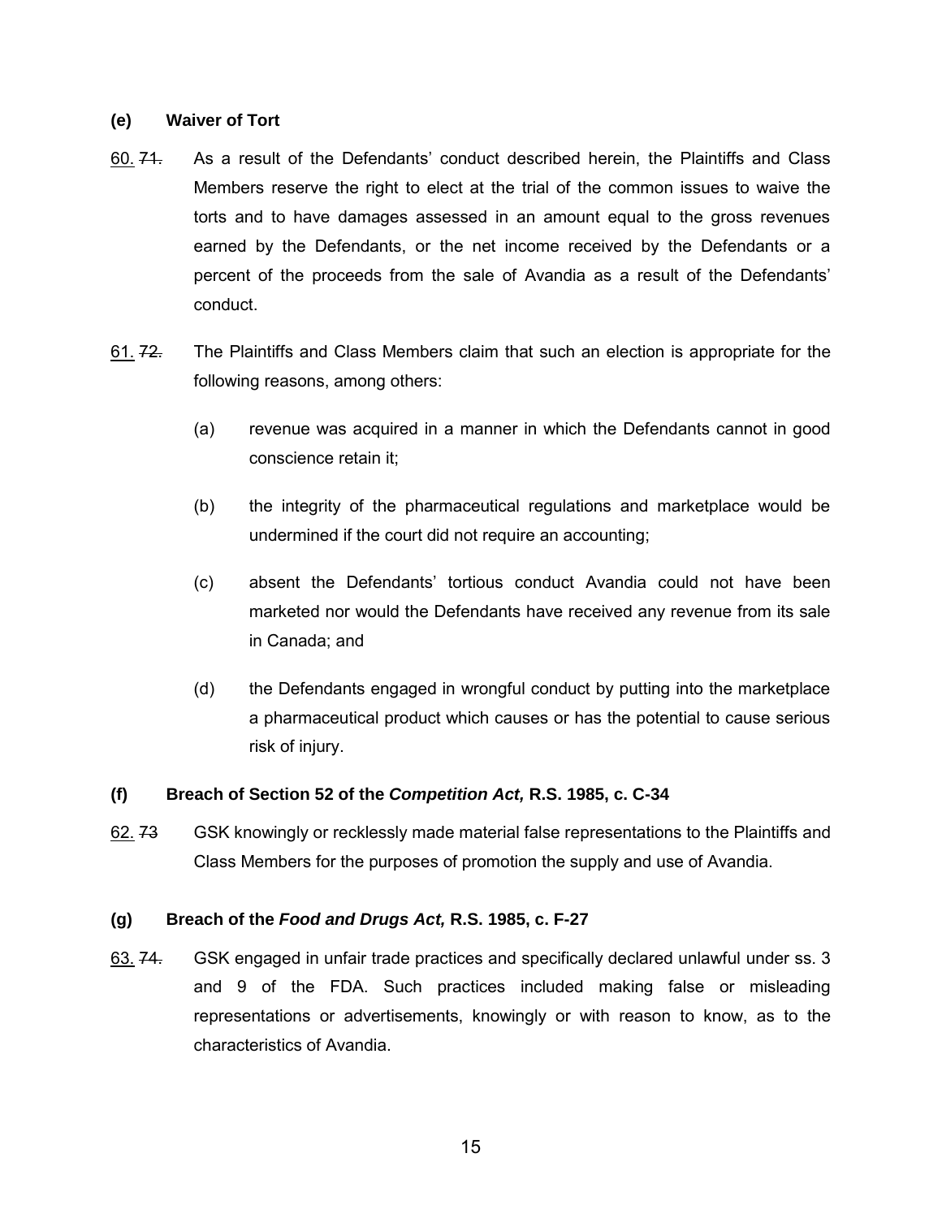### (e) Waiver of Tort

60. ~~71.~~ As a result of the Defendants' conduct described herein, the Plaintiffs and Class Members reserve the right to elect at the trial of the common issues to waive the torts and to have damages assessed in an amount equal to the gross revenues earned by the Defendants, or the net income received by the Defendants or a percent of the proceeds from the sale of Avandia as a result of the Defendants' conduct.

61. ~~72.~~ The Plaintiffs and Class Members claim that such an election is appropriate for the following reasons, among others:

   (a) revenue was acquired in a manner in which the Defendants cannot in good conscience retain it;

   (b) the integrity of the pharmaceutical regulations and marketplace would be undermined if the court did not require an accounting;

   (c) absent the Defendants' tortious conduct Avandia could not have been marketed nor would the Defendants have received any revenue from its sale in Canada; and

   (d) the Defendants engaged in wrongful conduct by putting into the marketplace a pharmaceutical product which causes or has the potential to cause serious risk of injury.

### (f) Breach of Section 52 of the *Competition Act,* R.S. 1985, c. C-34

62. ~~73~~ GSK knowingly or recklessly made material false representations to the Plaintiffs and Class Members for the purposes of promotion the supply and use of Avandia.

### (g) Breach of the *Food and Drugs Act,* R.S. 1985, c. F-27

63. ~~74.~~ GSK engaged in unfair trade practices and specifically declared unlawful under ss. 3 and 9 of the FDA. Such practices included making false or misleading representations or advertisements, knowingly or with reason to know, as to the characteristics of Avandia.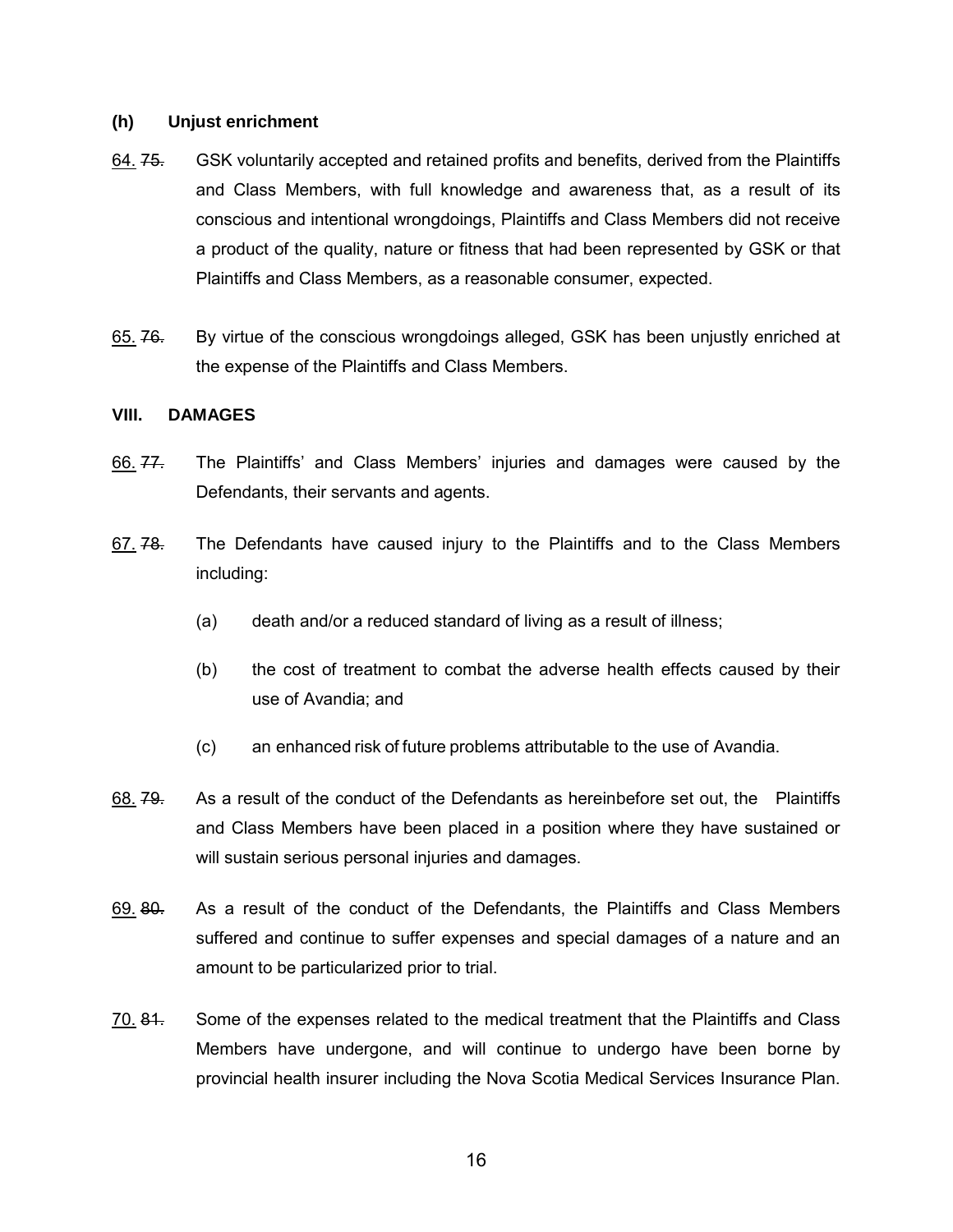**(h) Unjust enrichment**

64. ~~75.~~ GSK voluntarily accepted and retained profits and benefits, derived from the Plaintiffs and Class Members, with full knowledge and awareness that, as a result of its conscious and intentional wrongdoings, Plaintiffs and Class Members did not receive a product of the quality, nature or fitness that had been represented by GSK or that Plaintiffs and Class Members, as a reasonable consumer, expected.

65. ~~76.~~ By virtue of the conscious wrongdoings alleged, GSK has been unjustly enriched at the expense of the Plaintiffs and Class Members.

**VIII. DAMAGES**

66. ~~77.~~ The Plaintiffs' and Class Members' injuries and damages were caused by the Defendants, their servants and agents.

67. ~~78.~~ The Defendants have caused injury to the Plaintiffs and to the Class Members including:

(a) death and/or a reduced standard of living as a result of illness;

(b) the cost of treatment to combat the adverse health effects caused by their use of Avandia; and

(c) an enhanced risk of future problems attributable to the use of Avandia.

68. ~~79.~~ As a result of the conduct of the Defendants as hereinbefore set out, the Plaintiffs and Class Members have been placed in a position where they have sustained or will sustain serious personal injuries and damages.

69. ~~80.~~ As a result of the conduct of the Defendants, the Plaintiffs and Class Members suffered and continue to suffer expenses and special damages of a nature and an amount to be particularized prior to trial.

70. ~~81.~~ Some of the expenses related to the medical treatment that the Plaintiffs and Class Members have undergone, and will continue to undergo have been borne by provincial health insurer including the Nova Scotia Medical Services Insurance Plan.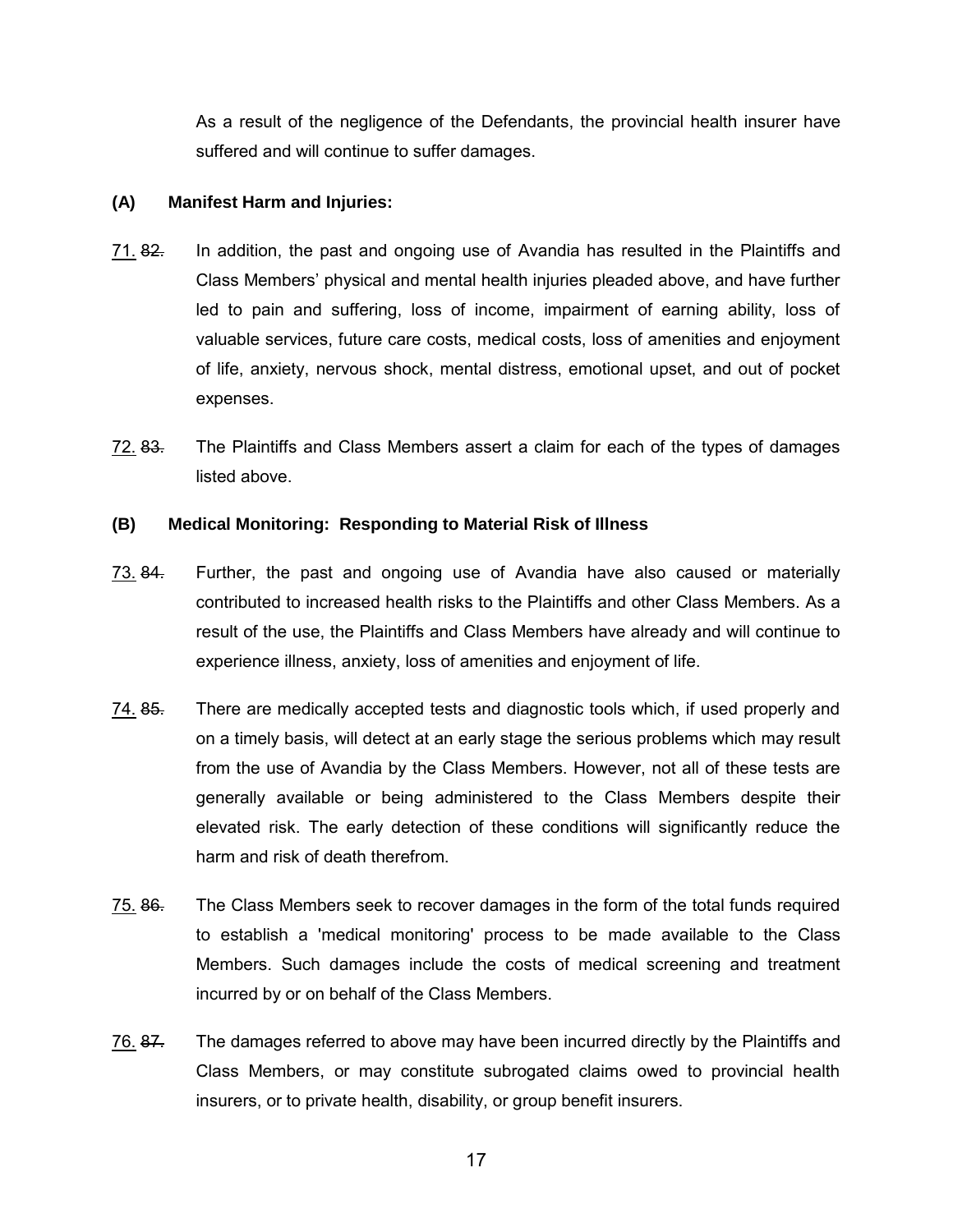As a result of the negligence of the Defendants, the provincial health insurer have suffered and will continue to suffer damages.

**(A) Manifest Harm and Injuries:**

71. ~~82.~~ In addition, the past and ongoing use of Avandia has resulted in the Plaintiffs and Class Members' physical and mental health injuries pleaded above, and have further led to pain and suffering, loss of income, impairment of earning ability, loss of valuable services, future care costs, medical costs, loss of amenities and enjoyment of life, anxiety, nervous shock, mental distress, emotional upset, and out of pocket expenses.

72. ~~83.~~ The Plaintiffs and Class Members assert a claim for each of the types of damages listed above.

**(B) Medical Monitoring: Responding to Material Risk of Illness**

73. ~~84.~~ Further, the past and ongoing use of Avandia have also caused or materially contributed to increased health risks to the Plaintiffs and other Class Members. As a result of the use, the Plaintiffs and Class Members have already and will continue to experience illness, anxiety, loss of amenities and enjoyment of life.

74. ~~85.~~ There are medically accepted tests and diagnostic tools which, if used properly and on a timely basis, will detect at an early stage the serious problems which may result from the use of Avandia by the Class Members. However, not all of these tests are generally available or being administered to the Class Members despite their elevated risk. The early detection of these conditions will significantly reduce the harm and risk of death therefrom.

75. ~~86.~~ The Class Members seek to recover damages in the form of the total funds required to establish a 'medical monitoring' process to be made available to the Class Members. Such damages include the costs of medical screening and treatment incurred by or on behalf of the Class Members.

76. ~~87.~~ The damages referred to above may have been incurred directly by the Plaintiffs and Class Members, or may constitute subrogated claims owed to provincial health insurers, or to private health, disability, or group benefit insurers.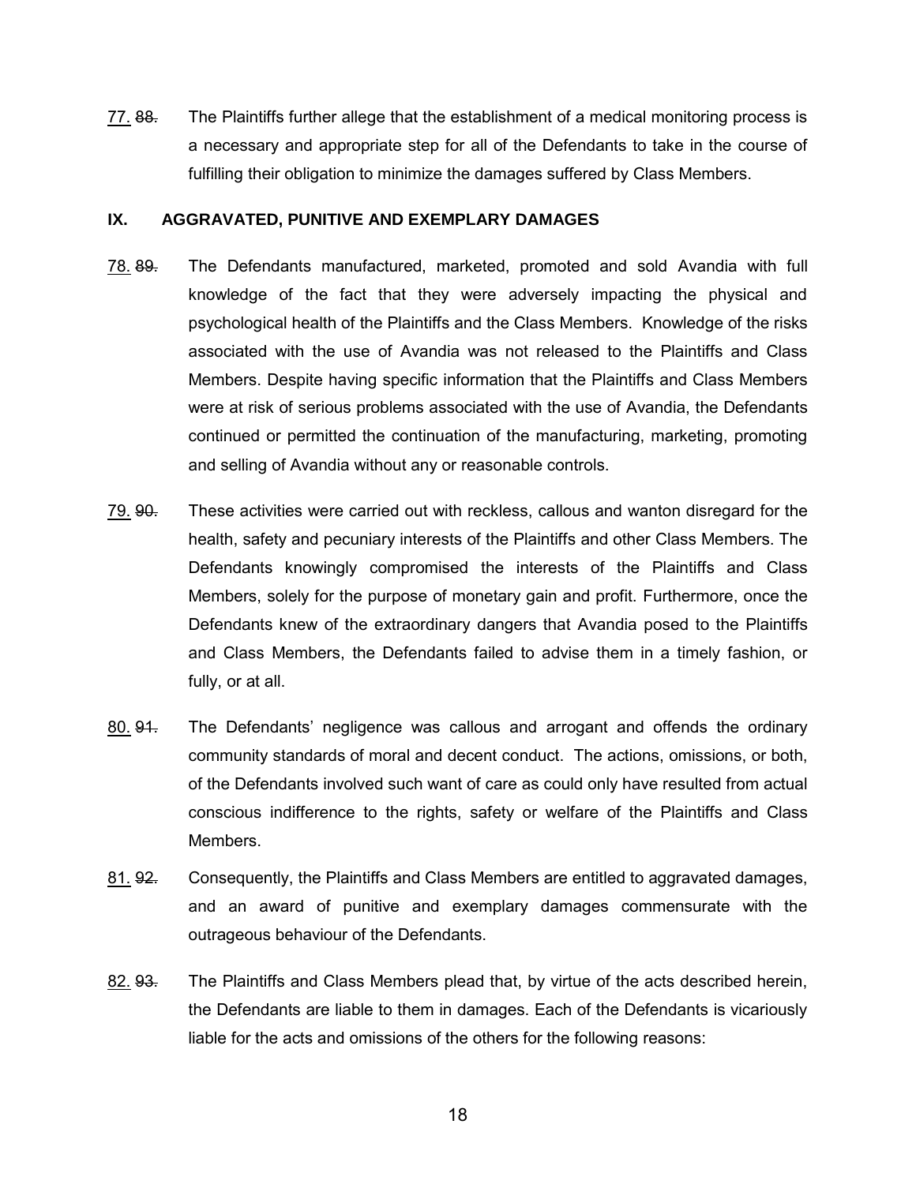77. ~~88.~~ The Plaintiffs further allege that the establishment of a medical monitoring process is a necessary and appropriate step for all of the Defendants to take in the course of fulfilling their obligation to minimize the damages suffered by Class Members.

## IX. AGGRAVATED, PUNITIVE AND EXEMPLARY DAMAGES

78. ~~89.~~ The Defendants manufactured, marketed, promoted and sold Avandia with full knowledge of the fact that they were adversely impacting the physical and psychological health of the Plaintiffs and the Class Members. Knowledge of the risks associated with the use of Avandia was not released to the Plaintiffs and Class Members. Despite having specific information that the Plaintiffs and Class Members were at risk of serious problems associated with the use of Avandia, the Defendants continued or permitted the continuation of the manufacturing, marketing, promoting and selling of Avandia without any or reasonable controls.

79. ~~90.~~ These activities were carried out with reckless, callous and wanton disregard for the health, safety and pecuniary interests of the Plaintiffs and other Class Members. The Defendants knowingly compromised the interests of the Plaintiffs and Class Members, solely for the purpose of monetary gain and profit. Furthermore, once the Defendants knew of the extraordinary dangers that Avandia posed to the Plaintiffs and Class Members, the Defendants failed to advise them in a timely fashion, or fully, or at all.

80. ~~91.~~ The Defendants' negligence was callous and arrogant and offends the ordinary community standards of moral and decent conduct. The actions, omissions, or both, of the Defendants involved such want of care as could only have resulted from actual conscious indifference to the rights, safety or welfare of the Plaintiffs and Class Members.

81. ~~92.~~ Consequently, the Plaintiffs and Class Members are entitled to aggravated damages, and an award of punitive and exemplary damages commensurate with the outrageous behaviour of the Defendants.

82. ~~93.~~ The Plaintiffs and Class Members plead that, by virtue of the acts described herein, the Defendants are liable to them in damages. Each of the Defendants is vicariously liable for the acts and omissions of the others for the following reasons: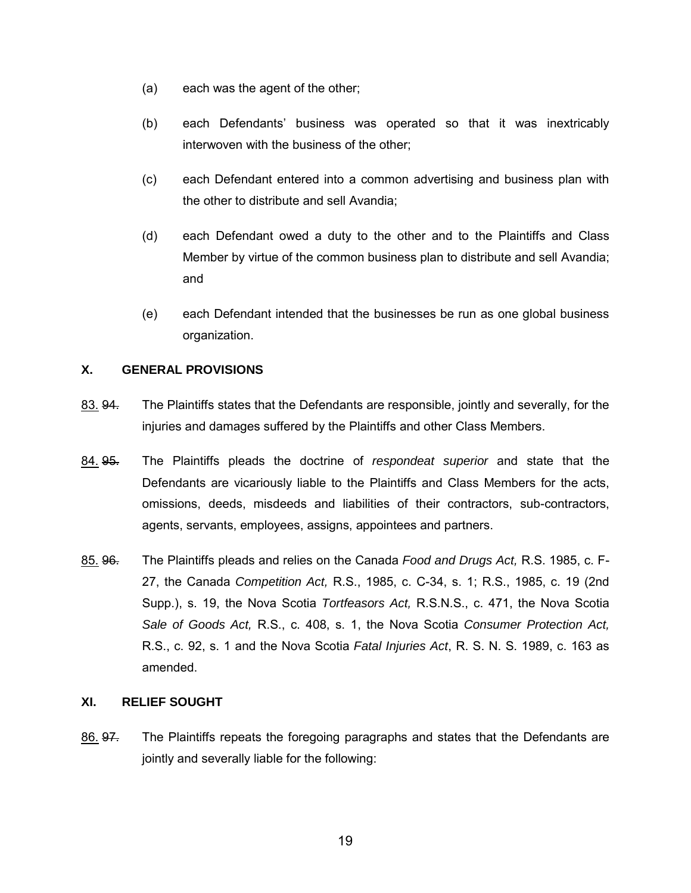(a) each was the agent of the other;

(b) each Defendants' business was operated so that it was inextricably interwoven with the business of the other;

(c) each Defendant entered into a common advertising and business plan with the other to distribute and sell Avandia;

(d) each Defendant owed a duty to the other and to the Plaintiffs and Class Member by virtue of the common business plan to distribute and sell Avandia; and

(e) each Defendant intended that the businesses be run as one global business organization.

## X. GENERAL PROVISIONS

83. ~~94.~~ The Plaintiffs states that the Defendants are responsible, jointly and severally, for the injuries and damages suffered by the Plaintiffs and other Class Members.

84. ~~95.~~ The Plaintiffs pleads the doctrine of *respondeat superior* and state that the Defendants are vicariously liable to the Plaintiffs and Class Members for the acts, omissions, deeds, misdeeds and liabilities of their contractors, sub-contractors, agents, servants, employees, assigns, appointees and partners.

85. ~~96.~~ The Plaintiffs pleads and relies on the Canada *Food and Drugs Act,* R.S. 1985, c. F-27, the Canada *Competition Act,* R.S., 1985, c. C-34, s. 1; R.S., 1985, c. 19 (2nd Supp.), s. 19, the Nova Scotia *Tortfeasors Act,* R.S.N.S., c. 471, the Nova Scotia *Sale of Goods Act,* R.S., c. 408, s. 1, the Nova Scotia *Consumer Protection Act,* R.S., c. 92, s. 1 and the Nova Scotia *Fatal Injuries Act*, R. S. N. S. 1989, c. 163 as amended.

## XI. RELIEF SOUGHT

86. ~~97.~~ The Plaintiffs repeats the foregoing paragraphs and states that the Defendants are jointly and severally liable for the following: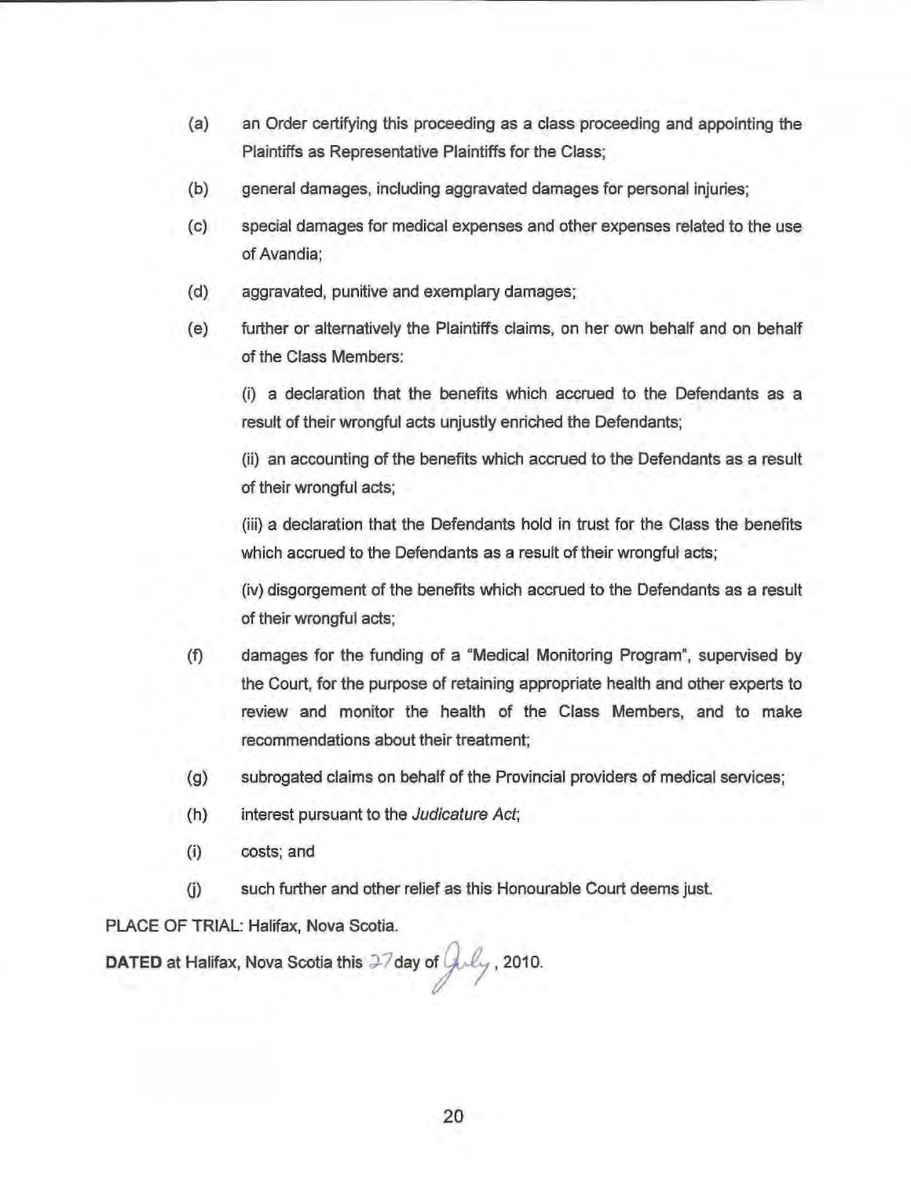(a) an Order certifying this proceeding as a class proceeding and appointing the Plaintiffs as Representative Plaintiffs for the Class;

(b) general damages, including aggravated damages for personal injuries;

(c) special damages for medical expenses and other expenses related to the use of Avandia;

(d) aggravated, punitive and exemplary damages;

(e) further or alternatively the Plaintiffs claims, on her own behalf and on behalf of the Class Members:

   (i) a declaration that the benefits which accrued to the Defendants as a result of their wrongful acts unjustly enriched the Defendants;

   (ii) an accounting of the benefits which accrued to the Defendants as a result of their wrongful acts;

   (iii) a declaration that the Defendants hold in trust for the Class the benefits which accrued to the Defendants as a result of their wrongful acts;

   (iv) disgorgement of the benefits which accrued to the Defendants as a result of their wrongful acts;

(f) damages for the funding of a "Medical Monitoring Program", supervised by the Court, for the purpose of retaining appropriate health and other experts to review and monitor the health of the Class Members, and to make recommendations about their treatment;

(g) subrogated claims on behalf of the Provincial providers of medical services;

(h) interest pursuant to the *Judicature Act*;

(i) costs; and

(j) such further and other relief as this Honourable Court deems just.

PLACE OF TRIAL: Halifax, Nova Scotia.

**DATED** at Halifax, Nova Scotia this 27 day of July, 2010.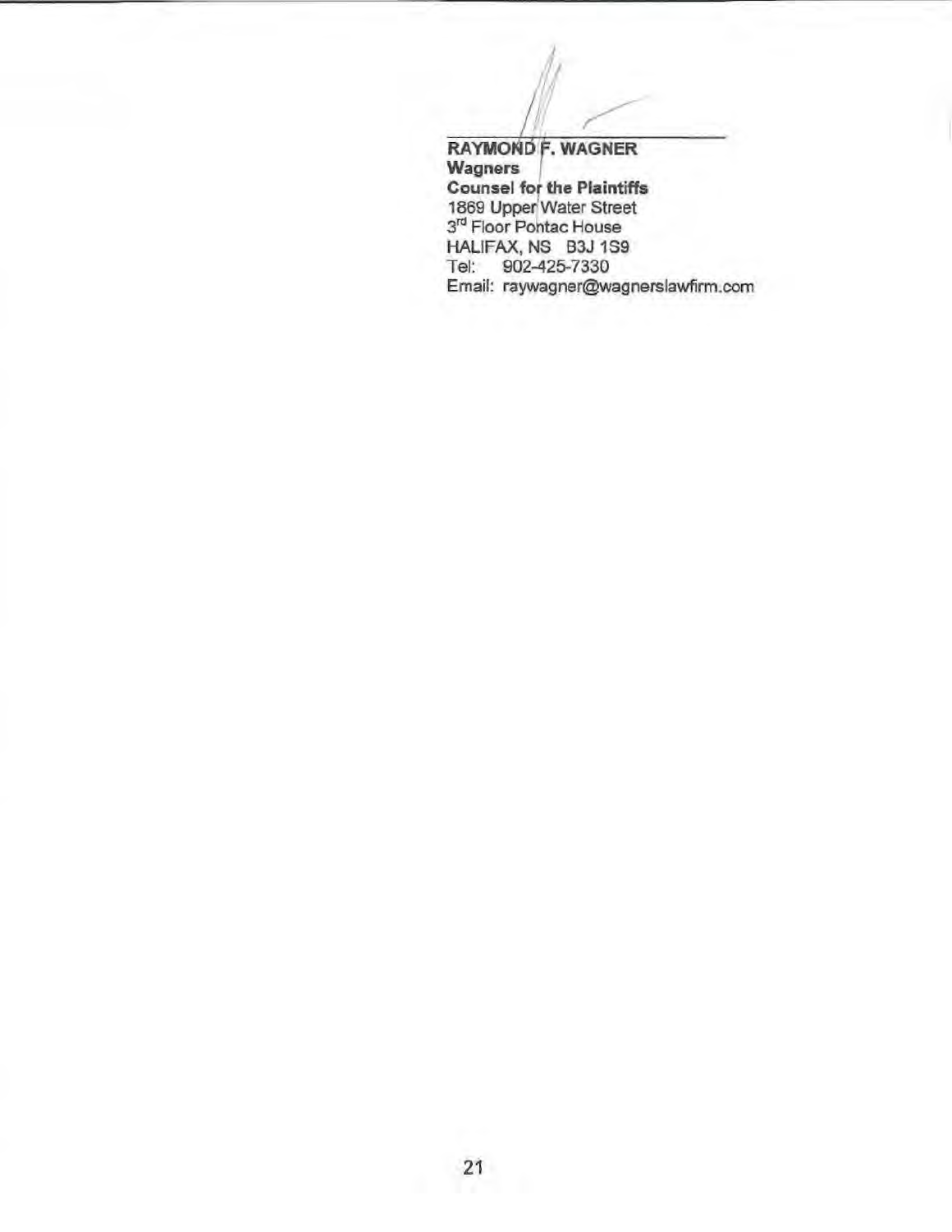**RAYMOND F. WAGNER**
**Wagners**
**Counsel for the Plaintiffs**
1869 Upper Water Street
3rd Floor Pontac House
HALIFAX, NS B3J 1S9
Tel: 902-425-7330
Email: raywagner@wagnerslawfirm.com